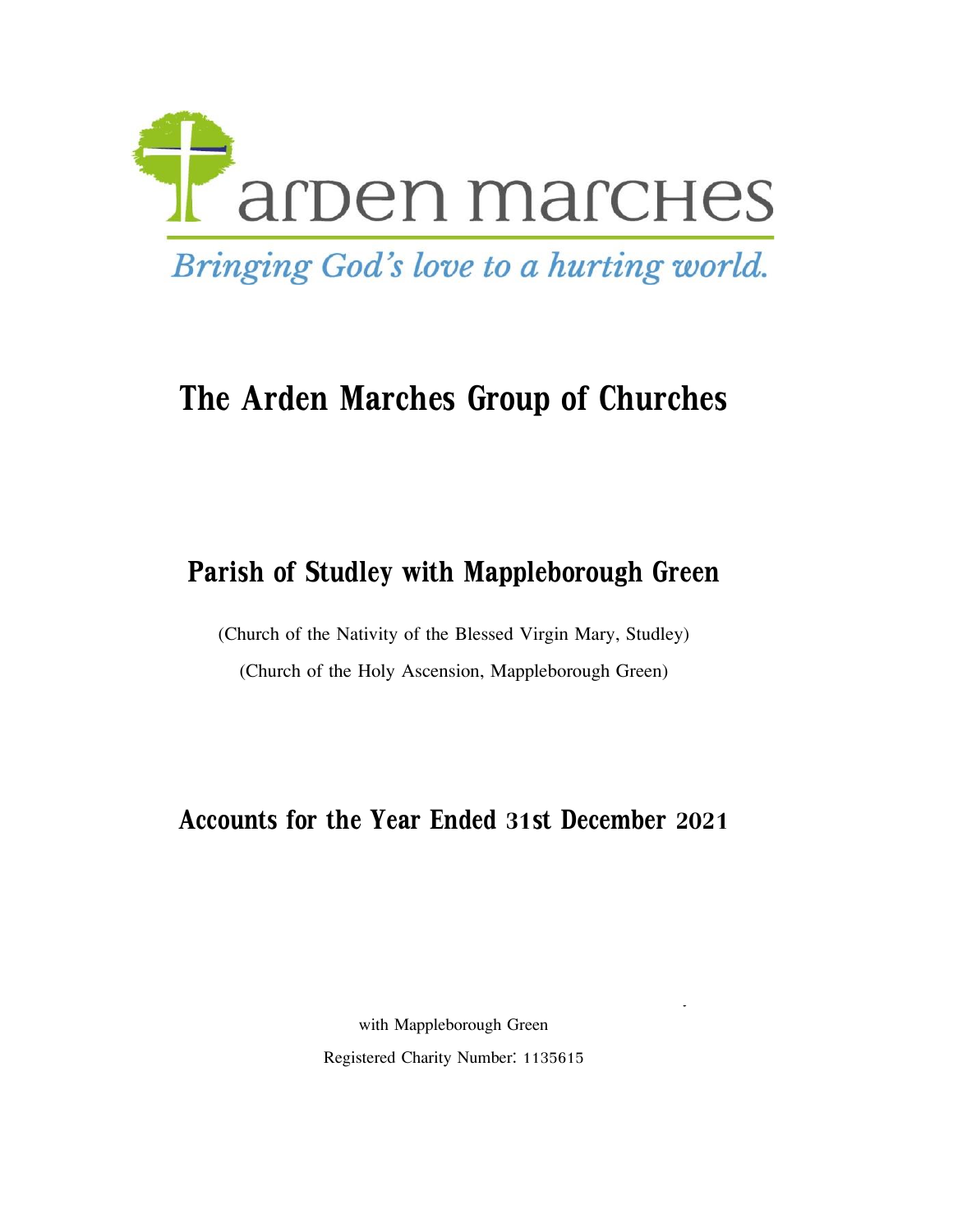arden marches

*Bringing God's love to a hurting world.*

# The Arden Marches Group of Churches

## Parish of Studley with Mappleborough Green

(Church of the Nativity of the Blessed Virgin Mary, Studley)

(Church of the Holy Ascension, Mappleborough Green)

## Accounts for the Year Ended 31st December 2021

with Mappleborough Green

Registered Charity Number: 1135615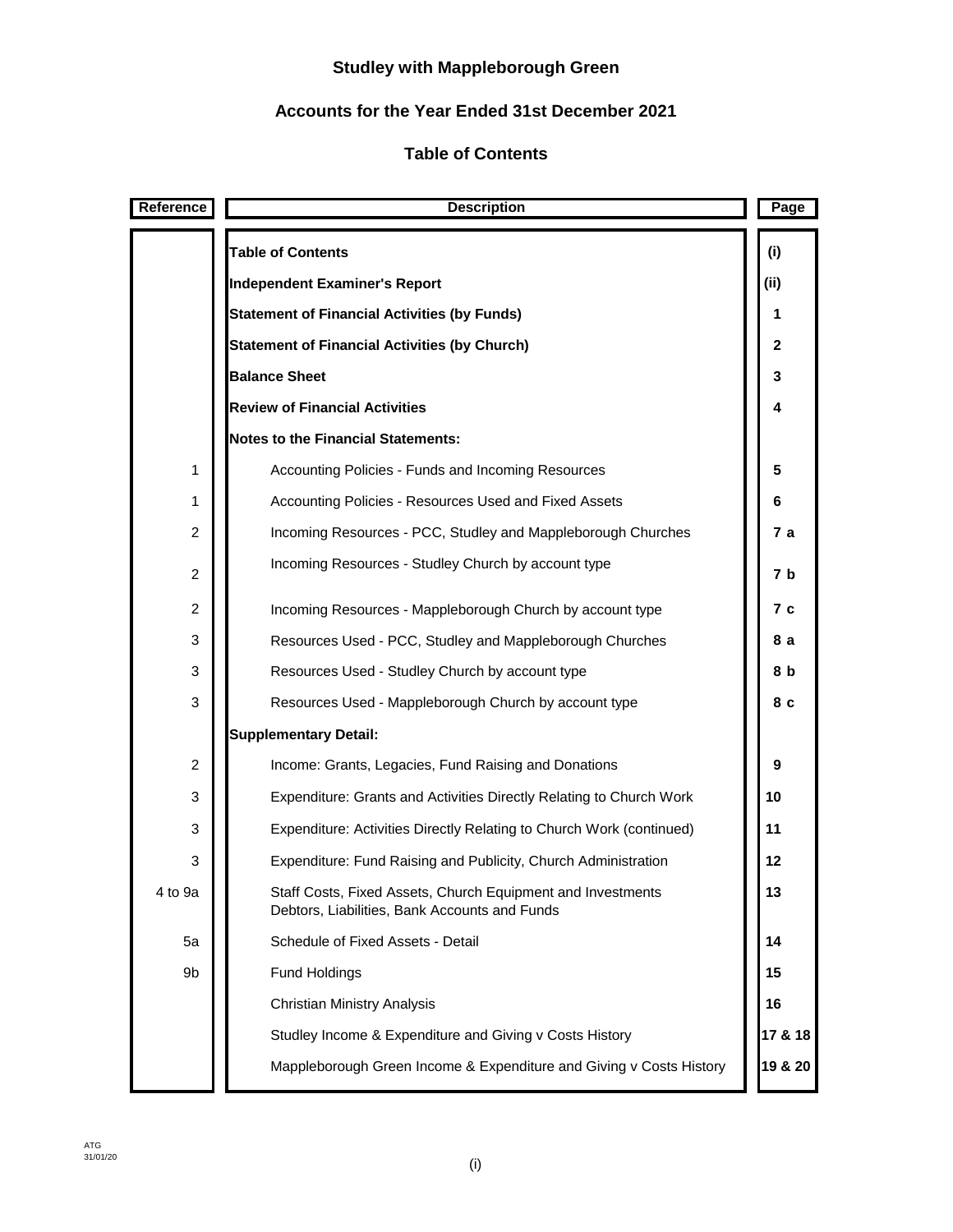# Studley with Mappleborough Green

## Accounts for the Year Ended 31st December 2021

## Table of Contents

| Reference | Description | Page |
|---|---|---|
| | **Table of Contents** | **(i)** |
| | **Independent Examiner's Report** | **(ii)** |
| | **Statement of Financial Activities (by Funds)** | **1** |
| | **Statement of Financial Activities (by Church)** | **2** |
| | **Balance Sheet** | **3** |
| | **Review of Financial Activities** | **4** |
| | **Notes to the Financial Statements:** | |
| 1 | Accounting Policies - Funds and Incoming Resources | **5** |
| 1 | Accounting Policies - Resources Used and Fixed Assets | **6** |
| 2 | Incoming Resources - PCC, Studley and Mappleborough Churches | **7 a** |
| 2 | Incoming Resources - Studley Church by account type | **7 b** |
| 2 | Incoming Resources - Mappleborough Church by account type | **7 c** |
| 3 | Resources Used - PCC, Studley and Mappleborough Churches | **8 a** |
| 3 | Resources Used - Studley Church by account type | **8 b** |
| 3 | Resources Used - Mappleborough Church by account type | **8 c** |
| | **Supplementary Detail:** | |
| 2 | Income: Grants, Legacies, Fund Raising and Donations | **9** |
| 3 | Expenditure: Grants and Activities Directly Relating to Church Work | **10** |
| 3 | Expenditure: Activities Directly Relating to Church Work (continued) | **11** |
| 3 | Expenditure: Fund Raising and Publicity, Church Administration | **12** |
| 4 to 9a | Staff Costs, Fixed Assets, Church Equipment and Investments Debtors, Liabilities, Bank Accounts and Funds | **13** |
| 5a | Schedule of Fixed Assets - Detail | **14** |
| 9b | Fund Holdings | **15** |
| | Christian Ministry Analysis | **16** |
| | Studley Income & Expenditure and Giving v Costs History | **17 & 18** |
| | Mappleborough Green Income & Expenditure and Giving v Costs History | **19 & 20** |

ATG
31/01/20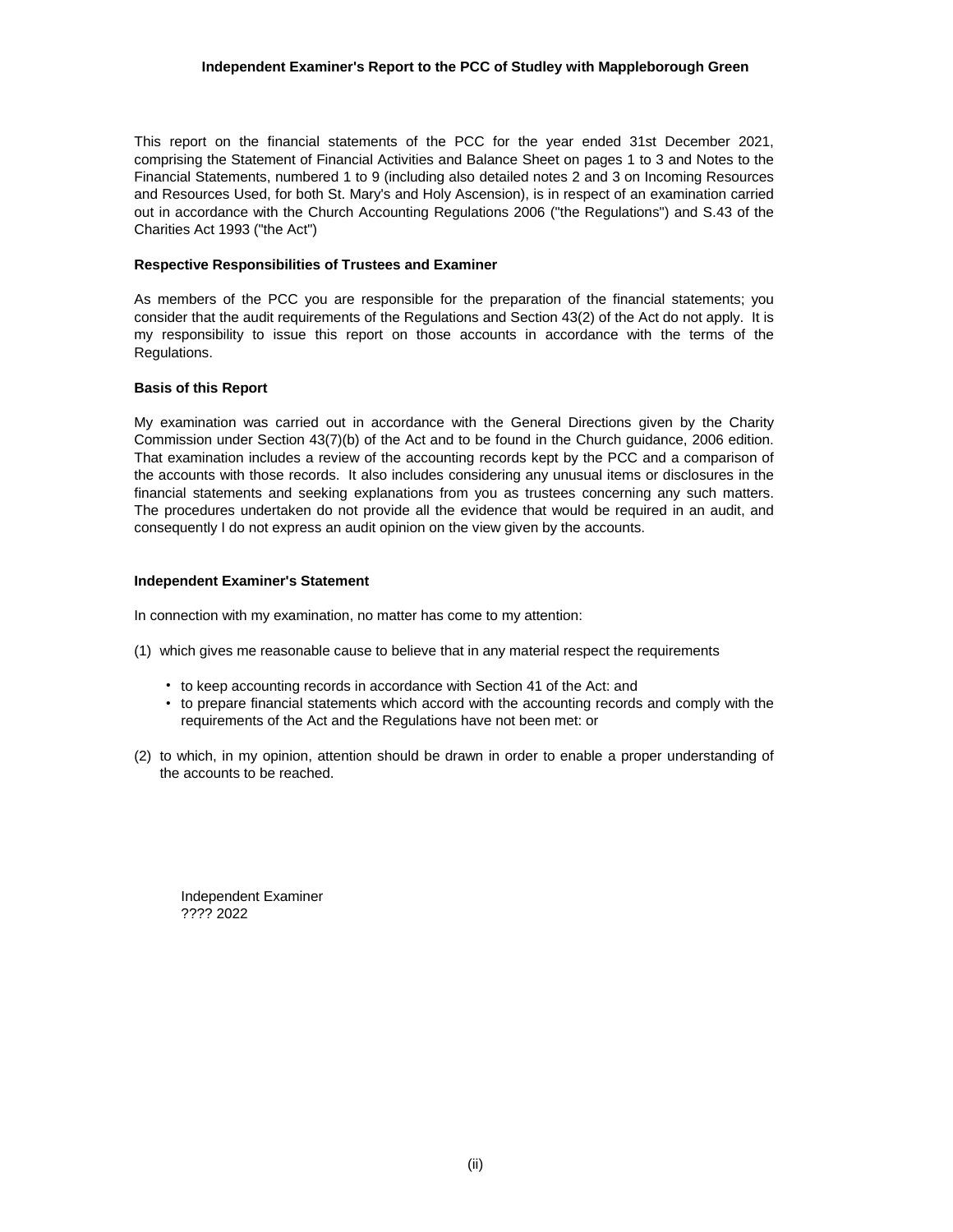### Independent Examiner's Report to the PCC of Studley with Mappleborough Green

This report on the financial statements of the PCC for the year ended 31st December 2021, comprising the Statement of Financial Activities and Balance Sheet on pages 1 to 3 and Notes to the Financial Statements, numbered 1 to 9 (including also detailed notes 2 and 3 on Incoming Resources and Resources Used, for both St. Mary's and Holy Ascension), is in respect of an examination carried out in accordance with the Church Accounting Regulations 2006 ("the Regulations") and S.43 of the Charities Act 1993 ("the Act")

**Respective Responsibilities of Trustees and Examiner**

As members of the PCC you are responsible for the preparation of the financial statements; you consider that the audit requirements of the Regulations and Section 43(2) of the Act do not apply. It is my responsibility to issue this report on those accounts in accordance with the terms of the Regulations.

**Basis of this Report**

My examination was carried out in accordance with the General Directions given by the Charity Commission under Section 43(7)(b) of the Act and to be found in the Church guidance, 2006 edition. That examination includes a review of the accounting records kept by the PCC and a comparison of the accounts with those records. It also includes considering any unusual items or disclosures in the financial statements and seeking explanations from you as trustees concerning any such matters. The procedures undertaken do not provide all the evidence that would be required in an audit, and consequently I do not express an audit opinion on the view given by the accounts.

**Independent Examiner's Statement**

In connection with my examination, no matter has come to my attention:

(1) which gives me reasonable cause to believe that in any material respect the requirements

- to keep accounting records in accordance with Section 41 of the Act: and
- to prepare financial statements which accord with the accounting records and comply with the requirements of the Act and the Regulations have not been met: or

(2) to which, in my opinion, attention should be drawn in order to enable a proper understanding of the accounts to be reached.

Independent Examiner
???? 2022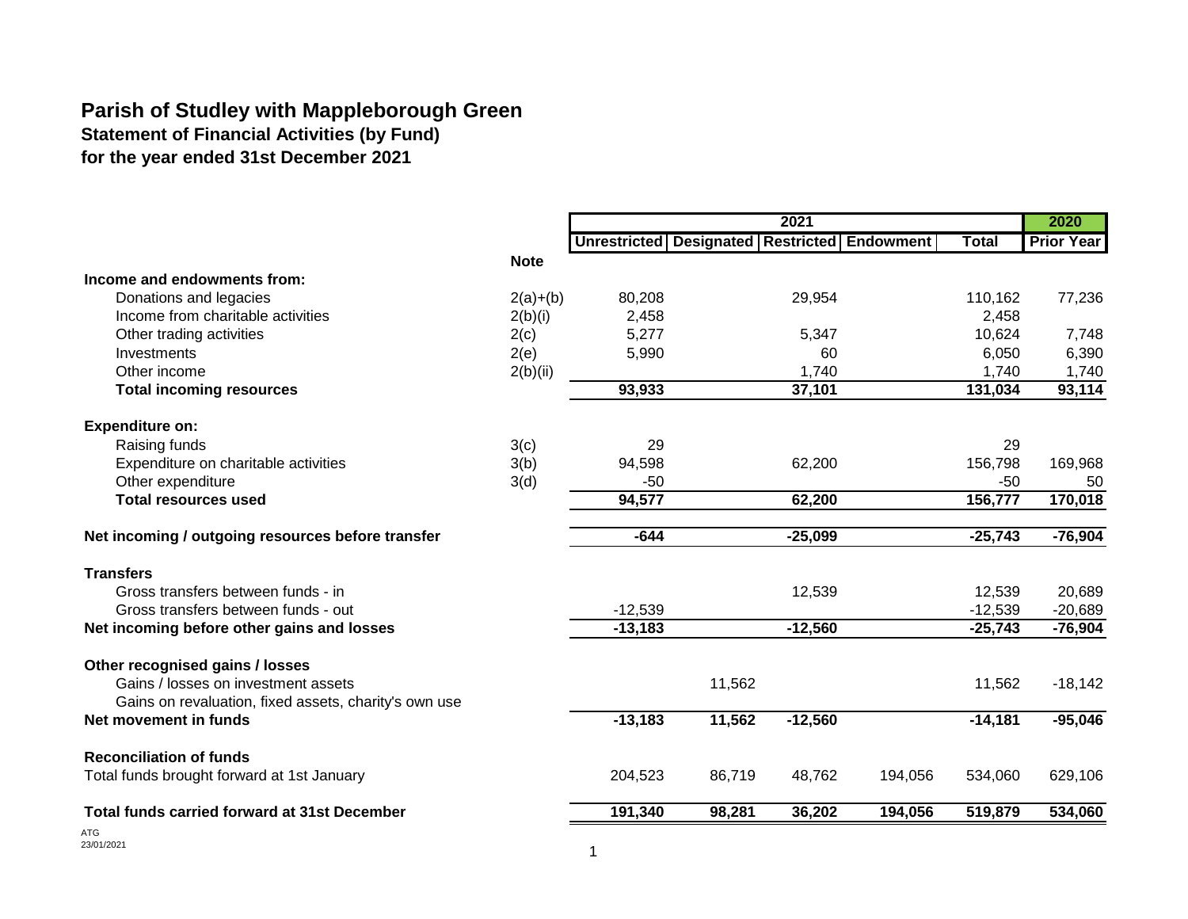# Parish of Studley with Mappleborough Green

## Statement of Financial Activities (by Fund)

## for the year ended 31st December 2021

| | Note | 2021 | | | | | 2020 |
|---|---|---|---|---|---|---|---|
| | | Unrestricted | Designated | Restricted | Endowment | Total | Prior Year |
| **Income and endowments from:** | | | | | | | |
| Donations and legacies | 2(a)+(b) | 80,208 | | 29,954 | | 110,162 | 77,236 |
| Income from charitable activities | 2(b)(i) | 2,458 | | | | 2,458 | |
| Other trading activities | 2(c) | 5,277 | | 5,347 | | 10,624 | 7,748 |
| Investments | 2(e) | 5,990 | | 60 | | 6,050 | 6,390 |
| Other income | 2(b)(ii) | | | 1,740 | | 1,740 | 1,740 |
| **Total incoming resources** | | **93,933** | | **37,101** | | **131,034** | **93,114** |
| **Expenditure on:** | | | | | | | |
| Raising funds | 3(c) | 29 | | | | 29 | |
| Expenditure on charitable activities | 3(b) | 94,598 | | 62,200 | | 156,798 | 169,968 |
| Other expenditure | 3(d) | -50 | | | | -50 | 50 |
| **Total resources used** | | **94,577** | | **62,200** | | **156,777** | **170,018** |
| **Net incoming / outgoing resources before transfer** | | **-644** | | **-25,099** | | **-25,743** | **-76,904** |
| **Transfers** | | | | | | | |
| Gross transfers between funds - in | | | | 12,539 | | 12,539 | 20,689 |
| Gross transfers between funds - out | | -12,539 | | | | -12,539 | -20,689 |
| **Net incoming before other gains and losses** | | **-13,183** | | **-12,560** | | **-25,743** | **-76,904** |
| **Other recognised gains / losses** | | | | | | | |
| Gains / losses on investment assets | | | 11,562 | | | 11,562 | -18,142 |
| Gains on revaluation, fixed assets, charity's own use | | | | | | | |
| **Net movement in funds** | | **-13,183** | **11,562** | **-12,560** | | **-14,181** | **-95,046** |
| **Reconciliation of funds** | | | | | | | |
| Total funds brought forward at 1st January | | 204,523 | 86,719 | 48,762 | 194,056 | 534,060 | 629,106 |
| **Total funds carried forward at 31st December** | | **191,340** | **98,281** | **36,202** | **194,056** | **519,879** | **534,060** |

ATG
23/01/2021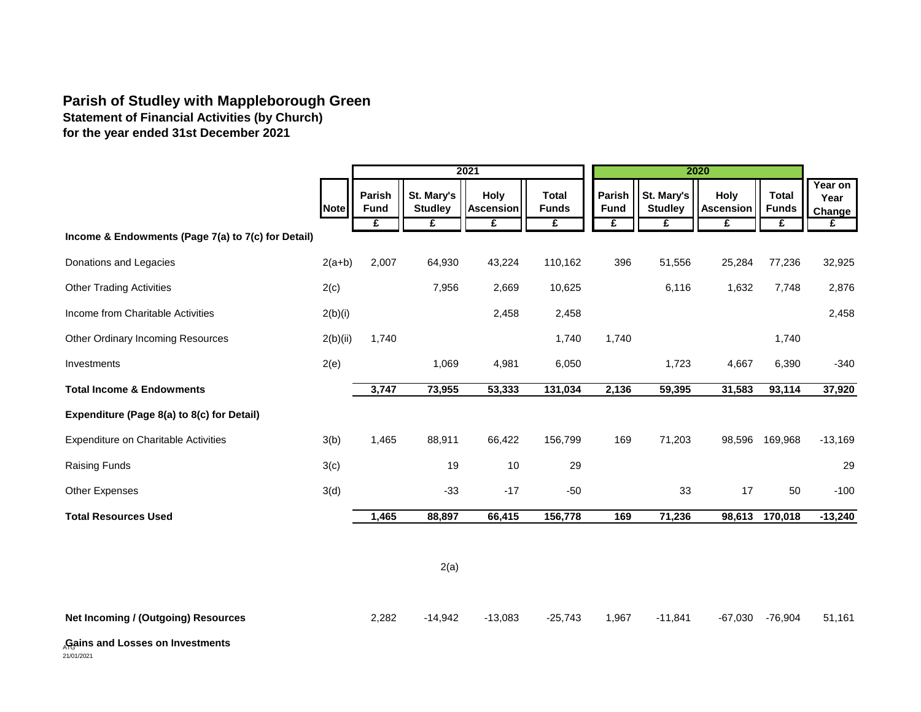# Parish of Studley with Mappleborough Green

## Statement of Financial Activities (by Church)

## for the year ended 31st December 2021

| | Note | 2021 | | | | 2020 | | | | |
|---|---|---|---|---|---|---|---|---|---|---|
| | | Parish Fund | St. Mary's Studley | Holy Ascension | Total Funds | Parish Fund | St. Mary's Studley | Holy Ascension | Total Funds | Year on Year Change |
| | | £ | £ | £ | £ | £ | £ | £ | £ | £ |
| **Income & Endowments (Page 7(a) to 7(c) for Detail)** | | | | | | | | | | |
| Donations and Legacies | 2(a+b) | 2,007 | 64,930 | 43,224 | 110,162 | 396 | 51,556 | 25,284 | 77,236 | 32,925 |
| Other Trading Activities | 2(c) | | 7,956 | 2,669 | 10,625 | | 6,116 | 1,632 | 7,748 | 2,876 |
| Income from Charitable Activities | 2(b)(i) | | | 2,458 | 2,458 | | | | | 2,458 |
| Other Ordinary Incoming Resources | 2(b)(ii) | 1,740 | | | 1,740 | 1,740 | | | 1,740 | |
| Investments | 2(e) | | 1,069 | 4,981 | 6,050 | | 1,723 | 4,667 | 6,390 | -340 |
| **Total Income & Endowments** | | **3,747** | **73,955** | **53,333** | **131,034** | **2,136** | **59,395** | **31,583** | **93,114** | **37,920** |
| **Expenditure (Page 8(a) to 8(c) for Detail)** | | | | | | | | | | |
| Expenditure on Charitable Activities | 3(b) | 1,465 | 88,911 | 66,422 | 156,799 | 169 | 71,203 | 98,596 | 169,968 | -13,169 |
| Raising Funds | 3(c) | | 19 | 10 | 29 | | | | | 29 |
| Other Expenses | 3(d) | | -33 | -17 | -50 | | 33 | 17 | 50 | -100 |
| **Total Resources Used** | | **1,465** | **88,897** | **66,415** | **156,778** | **169** | **71,236** | **98,613** | **170,018** | **-13,240** |
| | | | 2(a) | | | | | | | |
| **Net Incoming / (Outgoing) Resources** | | 2,282 | -14,942 | -13,083 | -25,743 | 1,967 | -11,841 | -67,030 | -76,904 | 51,161 |
| **Gains and Losses on Investments** | | | | | | | | | | |

ATG
21/01/2021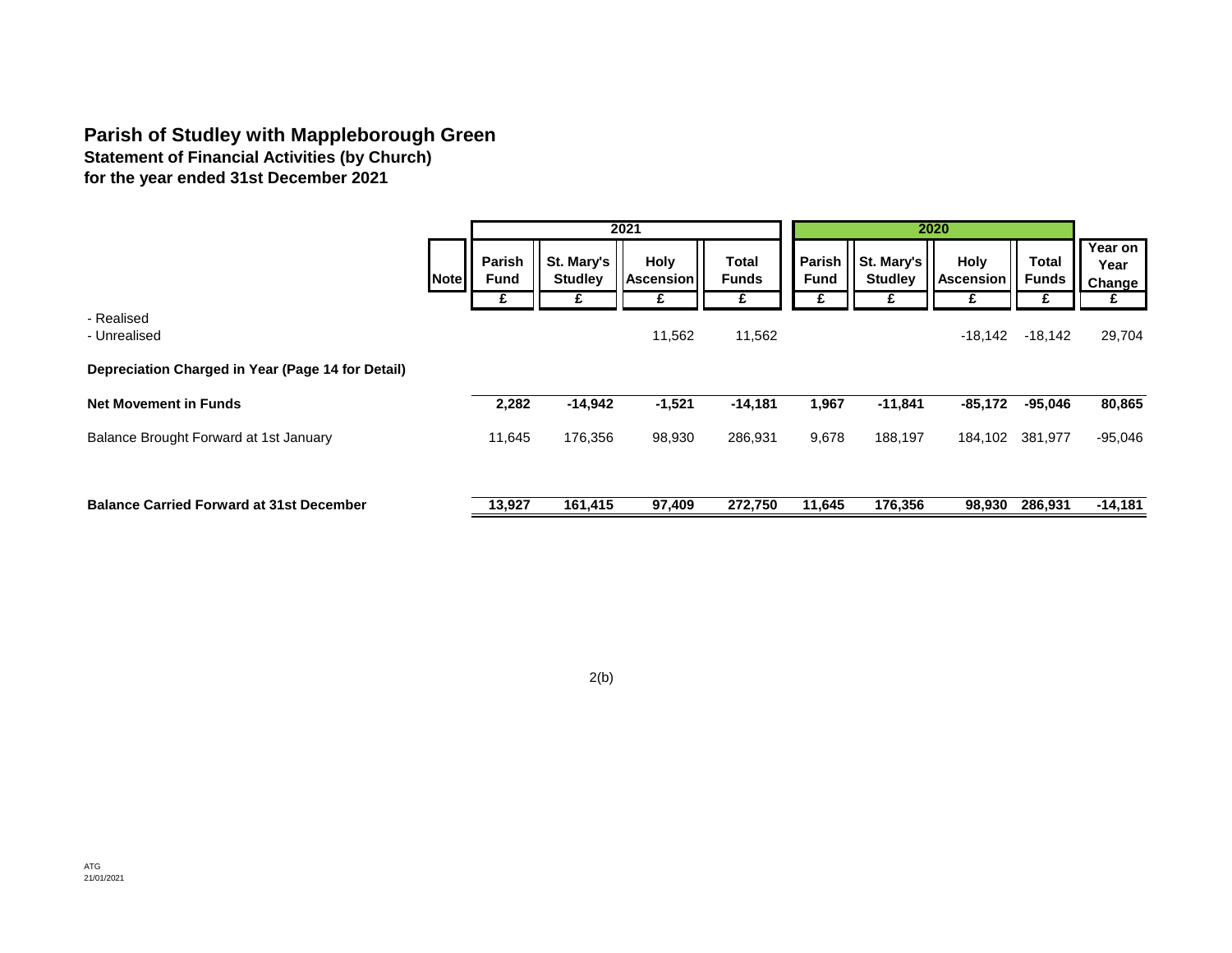## Parish of Studley with Mappleborough Green

### Statement of Financial Activities (by Church)

### for the year ended 31st December 2021

| | Note | 2021 | | | | 2020 | | | | |
|---|---|---|---|---|---|---|---|---|---|---|
| | | Parish Fund | St. Mary's Studley | Holy Ascension | Total Funds | Parish Fund | St. Mary's Studley | Holy Ascension | Total Funds | Year on Year Change |
| | | £ | £ | £ | £ | £ | £ | £ | £ | £ |
| - Realised | | | | | | | | | | |
| - Unrealised | | | | 11,562 | 11,562 | | | -18,142 | -18,142 | 29,704 |
| **Depreciation Charged in Year (Page 14 for Detail)** | | | | | | | | | | |
| **Net Movement in Funds** | | **2,282** | **-14,942** | **-1,521** | **-14,181** | **1,967** | **-11,841** | **-85,172** | **-95,046** | **80,865** |
| Balance Brought Forward at 1st January | | 11,645 | 176,356 | 98,930 | 286,931 | 9,678 | 188,197 | 184,102 | 381,977 | -95,046 |
| **Balance Carried Forward at 31st December** | | **13,927** | **161,415** | **97,409** | **272,750** | **11,645** | **176,356** | **98,930** | **286,931** | **-14,181** |

2(b)

ATG
21/01/2021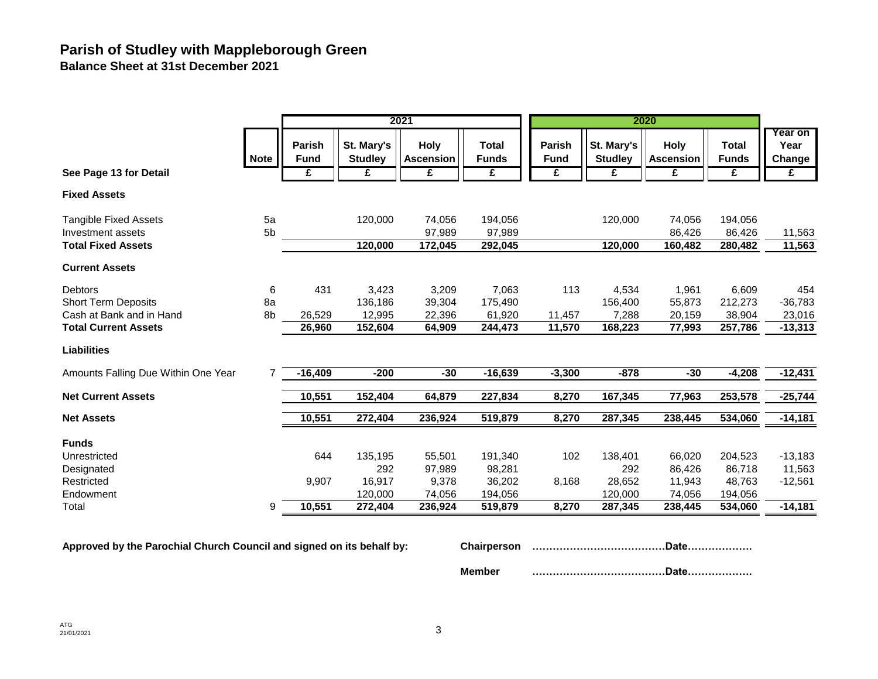# Parish of Studley with Mappleborough Green

**Balance Sheet at 31st December 2021**

| | Note | 2021 | | | | 2020 | | | | |
|---|---|---|---|---|---|---|---|---|---|---|
| | | **Parish Fund** | **St. Mary's Studley** | **Holy Ascension** | **Total Funds** | **Parish Fund** | **St. Mary's Studley** | **Holy Ascension** | **Total Funds** | **Year on Year Change** |
| **See Page 13 for Detail** | | **£** | **£** | **£** | **£** | **£** | **£** | **£** | **£** | **£** |
| **Fixed Assets** | | | | | | | | | | |
| Tangible Fixed Assets | 5a | | 120,000 | 74,056 | 194,056 | | 120,000 | 74,056 | 194,056 | |
| Investment assets | 5b | | | 97,989 | 97,989 | | | 86,426 | 86,426 | 11,563 |
| **Total Fixed Assets** | | | **120,000** | **172,045** | **292,045** | | **120,000** | **160,482** | **280,482** | **11,563** |
| **Current Assets** | | | | | | | | | | |
| Debtors | 6 | 431 | 3,423 | 3,209 | 7,063 | 113 | 4,534 | 1,961 | 6,609 | 454 |
| Short Term Deposits | 8a | | 136,186 | 39,304 | 175,490 | | 156,400 | 55,873 | 212,273 | -36,783 |
| Cash at Bank and in Hand | 8b | 26,529 | 12,995 | 22,396 | 61,920 | 11,457 | 7,288 | 20,159 | 38,904 | 23,016 |
| **Total Current Assets** | | **26,960** | **152,604** | **64,909** | **244,473** | **11,570** | **168,223** | **77,993** | **257,786** | **-13,313** |
| **Liabilities** | | | | | | | | | | |
| Amounts Falling Due Within One Year | 7 | **-16,409** | **-200** | **-30** | **-16,639** | **-3,300** | **-878** | **-30** | **-4,208** | **-12,431** |
| **Net Current Assets** | | **10,551** | **152,404** | **64,879** | **227,834** | **8,270** | **167,345** | **77,963** | **253,578** | **-25,744** |
| **Net Assets** | | **10,551** | **272,404** | **236,924** | **519,879** | **8,270** | **287,345** | **238,445** | **534,060** | **-14,181** |
| **Funds** | | | | | | | | | | |
| Unrestricted | | 644 | 135,195 | 55,501 | 191,340 | 102 | 138,401 | 66,020 | 204,523 | -13,183 |
| Designated | | | 292 | 97,989 | 98,281 | | 292 | 86,426 | 86,718 | 11,563 |
| Restricted | | 9,907 | 16,917 | 9,378 | 36,202 | 8,168 | 28,652 | 11,943 | 48,763 | -12,561 |
| Endowment | | | 120,000 | 74,056 | 194,056 | | 120,000 | 74,056 | 194,056 | |
| Total | 9 | **10,551** | **272,404** | **236,924** | **519,879** | **8,270** | **287,345** | **238,445** | **534,060** | **-14,181** |

**Approved by the Parochial Church Council and signed on its behalf by:**

**Chairperson** ……………………………….**Date**……………….

**Member** ……………………………….**Date**……………….

ATG
21/01/2021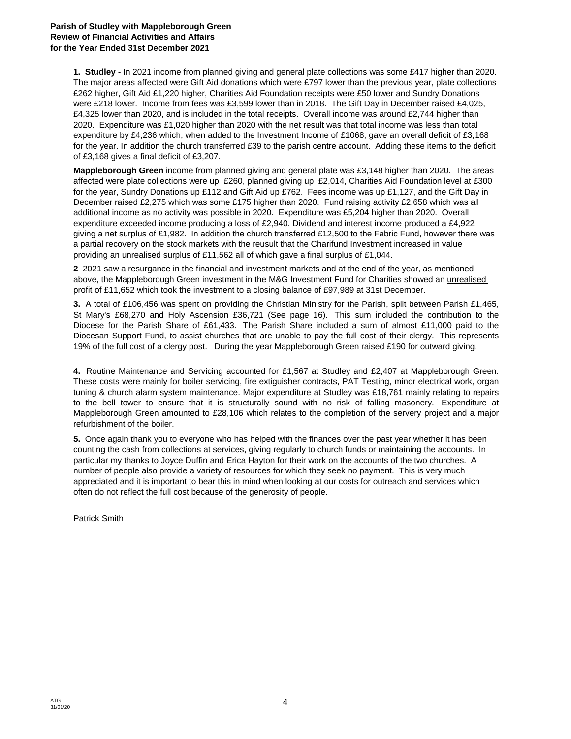**Parish of Studley with Mappleborough Green**
**Review of Financial Activities and Affairs**
**for the Year Ended 31st December 2021**

**1. Studley** - In 2021 income from planned giving and general plate collections was some £417 higher than 2020. The major areas affected were Gift Aid donations which were £797 lower than the previous year, plate collections £262 higher, Gift Aid £1,220 higher, Charities Aid Foundation receipts were £50 lower and Sundry Donations were £218 lower. Income from fees was £3,599 lower than in 2018. The Gift Day in December raised £4,025, £4,325 lower than 2020, and is included in the total receipts. Overall income was around £2,744 higher than 2020. Expenditure was £1,020 higher than 2020 with the net result was that total income was less than total expenditure by £4,236 which, when added to the Investment Income of £1068, gave an overall deficit of £3,168 for the year. In addition the church transferred £39 to the parish centre account. Adding these items to the deficit of £3,168 gives a final deficit of £3,207.

**Mappleborough Green** income from planned giving and general plate was £3,148 higher than 2020. The areas affected were plate collections were up £260, planned giving up £2,014, Charities Aid Foundation level at £300 for the year, Sundry Donations up £112 and Gift Aid up £762. Fees income was up £1,127, and the Gift Day in December raised £2,275 which was some £175 higher than 2020. Fund raising activity £2,658 which was all additional income as no activity was possible in 2020. Expenditure was £5,204 higher than 2020. Overall expenditure exceeded income producing a loss of £2,940. Dividend and interest income produced a £4,922 giving a net surplus of £1,982. In addition the church transferred £12,500 to the Fabric Fund, however there was a partial recovery on the stock markets with the reusult that the Charifund Investment increased in value providing an unrealised surplus of £11,562 all of which gave a final surplus of £1,044.

**2** 2021 saw a resurgance in the financial and investment markets and at the end of the year, as mentioned above, the Mappleborough Green investment in the M&G Investment Fund for Charities showed an unrealised profit of £11,652 which took the investment to a closing balance of £97,989 at 31st December.

**3.** A total of £106,456 was spent on providing the Christian Ministry for the Parish, split between Parish £1,465, St Mary's £68,270 and Holy Ascension £36,721 (See page 16). This sum included the contribution to the Diocese for the Parish Share of £61,433. The Parish Share included a sum of almost £11,000 paid to the Diocesan Support Fund, to assist churches that are unable to pay the full cost of their clergy. This represents 19% of the full cost of a clergy post. During the year Mappleborough Green raised £190 for outward giving.

**4.** Routine Maintenance and Servicing accounted for £1,567 at Studley and £2,407 at Mappleborough Green. These costs were mainly for boiler servicing, fire extiguisher contracts, PAT Testing, minor electrical work, organ tuning & church alarm system maintenance. Major expenditure at Studley was £18,761 mainly relating to repairs to the bell tower to ensure that it is structurally sound with no risk of falling masonery. Expenditure at Mappleborough Green amounted to £28,106 which relates to the completion of the servery project and a major refurbishment of the boiler.

**5.** Once again thank you to everyone who has helped with the finances over the past year whether it has been counting the cash from collections at services, giving regularly to church funds or maintaining the accounts. In particular my thanks to Joyce Duffin and Erica Hayton for their work on the accounts of the two churches. A number of people also provide a variety of resources for which they seek no payment. This is very much appreciated and it is important to bear this in mind when looking at our costs for outreach and services which often do not reflect the full cost because of the generosity of people.

Patrick Smith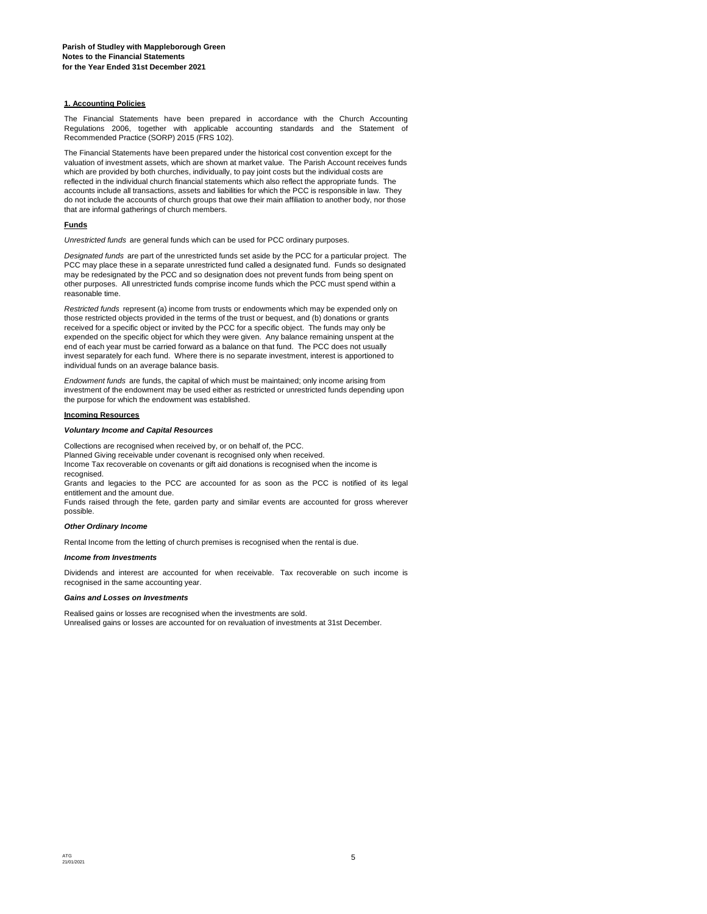**Parish of Studley with Mappleborough Green**
**Notes to the Financial Statements**
**for the Year Ended 31st December 2021**

## 1. Accounting Policies

The Financial Statements have been prepared in accordance with the Church Accounting Regulations 2006, together with applicable accounting standards and the Statement of Recommended Practice (SORP) 2015 (FRS 102).

The Financial Statements have been prepared under the historical cost convention except for the valuation of investment assets, which are shown at market value. The Parish Account receives funds which are provided by both churches, individually, to pay joint costs but the individual costs are reflected in the individual church financial statements which also reflect the appropriate funds. The accounts include all transactions, assets and liabilities for which the PCC is responsible in law. They do not include the accounts of church groups that owe their main affiliation to another body, nor those that are informal gatherings of church members.

### Funds

*Unrestricted funds* are general funds which can be used for PCC ordinary purposes.

*Designated funds* are part of the unrestricted funds set aside by the PCC for a particular project. The PCC may place these in a separate unrestricted fund called a designated fund. Funds so designated may be redesignated by the PCC and so designation does not prevent funds from being spent on other purposes. All unrestricted funds comprise income funds which the PCC must spend within a reasonable time.

*Restricted funds* represent (a) income from trusts or endowments which may be expended only on those restricted objects provided in the terms of the trust or bequest, and (b) donations or grants received for a specific object or invited by the PCC for a specific object. The funds may only be expended on the specific object for which they were given. Any balance remaining unspent at the end of each year must be carried forward as a balance on that fund. The PCC does not usually invest separately for each fund. Where there is no separate investment, interest is apportioned to individual funds on an average balance basis.

*Endowment funds* are funds, the capital of which must be maintained; only income arising from investment of the endowment may be used either as restricted or unrestricted funds depending upon the purpose for which the endowment was established.

### Incoming Resources

***Voluntary Income and Capital Resources***

Collections are recognised when received by, or on behalf of, the PCC.
Planned Giving receivable under covenant is recognised only when received.
Income Tax recoverable on covenants or gift aid donations is recognised when the income is recognised.
Grants and legacies to the PCC are accounted for as soon as the PCC is notified of its legal entitlement and the amount due.
Funds raised through the fete, garden party and similar events are accounted for gross wherever possible.

***Other Ordinary Income***

Rental Income from the letting of church premises is recognised when the rental is due.

***Income from Investments***

Dividends and interest are accounted for when receivable. Tax recoverable on such income is recognised in the same accounting year.

***Gains and Losses on Investments***

Realised gains or losses are recognised when the investments are sold.
Unrealised gains or losses are accounted for on revaluation of investments at 31st December.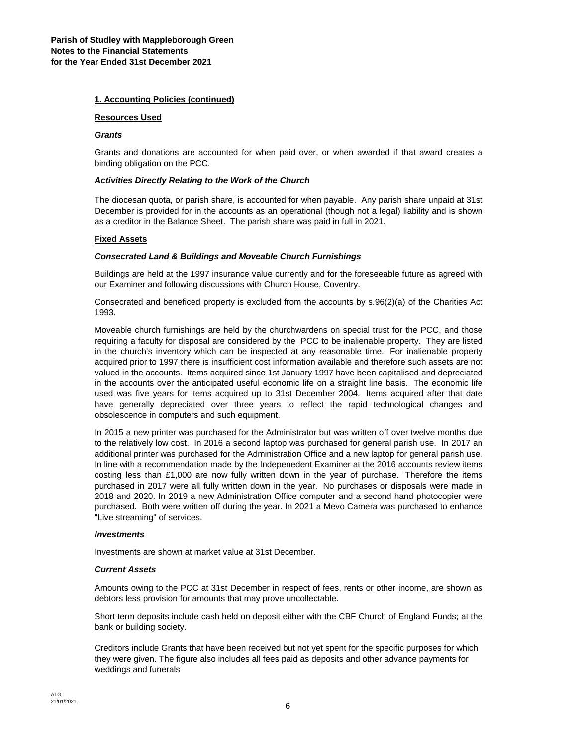**Parish of Studley with Mappleborough Green**
**Notes to the Financial Statements**
**for the Year Ended 31st December 2021**

**1. Accounting Policies (continued)**

**Resources Used**

***Grants***

Grants and donations are accounted for when paid over, or when awarded if that award creates a binding obligation on the PCC.

***Activities Directly Relating to the Work of the Church***

The diocesan quota, or parish share, is accounted for when payable. Any parish share unpaid at 31st December is provided for in the accounts as an operational (though not a legal) liability and is shown as a creditor in the Balance Sheet. The parish share was paid in full in 2021.

**Fixed Assets**

***Consecrated Land & Buildings and Moveable Church Furnishings***

Buildings are held at the 1997 insurance value currently and for the foreseeable future as agreed with our Examiner and following discussions with Church House, Coventry.

Consecrated and beneficed property is excluded from the accounts by s.96(2)(a) of the Charities Act 1993.

Moveable church furnishings are held by the churchwardens on special trust for the PCC, and those requiring a faculty for disposal are considered by the PCC to be inalienable property. They are listed in the church's inventory which can be inspected at any reasonable time. For inalienable property acquired prior to 1997 there is insufficient cost information available and therefore such assets are not valued in the accounts. Items acquired since 1st January 1997 have been capitalised and depreciated in the accounts over the anticipated useful economic life on a straight line basis. The economic life used was five years for items acquired up to 31st December 2004. Items acquired after that date have generally depreciated over three years to reflect the rapid technological changes and obsolescence in computers and such equipment.

In 2015 a new printer was purchased for the Administrator but was written off over twelve months due to the relatively low cost. In 2016 a second laptop was purchased for general parish use. In 2017 an additional printer was purchased for the Administration Office and a new laptop for general parish use. In line with a recommendation made by the Indepenedent Examiner at the 2016 accounts review items costing less than £1,000 are now fully written down in the year of purchase. Therefore the items purchased in 2017 were all fully written down in the year. No purchases or disposals were made in 2018 and 2020. In 2019 a new Administration Office computer and a second hand photocopier were purchased. Both were written off during the year. In 2021 a Mevo Camera was purchased to enhance "Live streaming" of services.

***Investments***

Investments are shown at market value at 31st December.

***Current Assets***

Amounts owing to the PCC at 31st December in respect of fees, rents or other income, are shown as debtors less provision for amounts that may prove uncollectable.

Short term deposits include cash held on deposit either with the CBF Church of England Funds; at the bank or building society.

Creditors include Grants that have been received but not yet spent for the specific purposes for which they were given. The figure also includes all fees paid as deposits and other advance payments for weddings and funerals

ATG
21/01/2021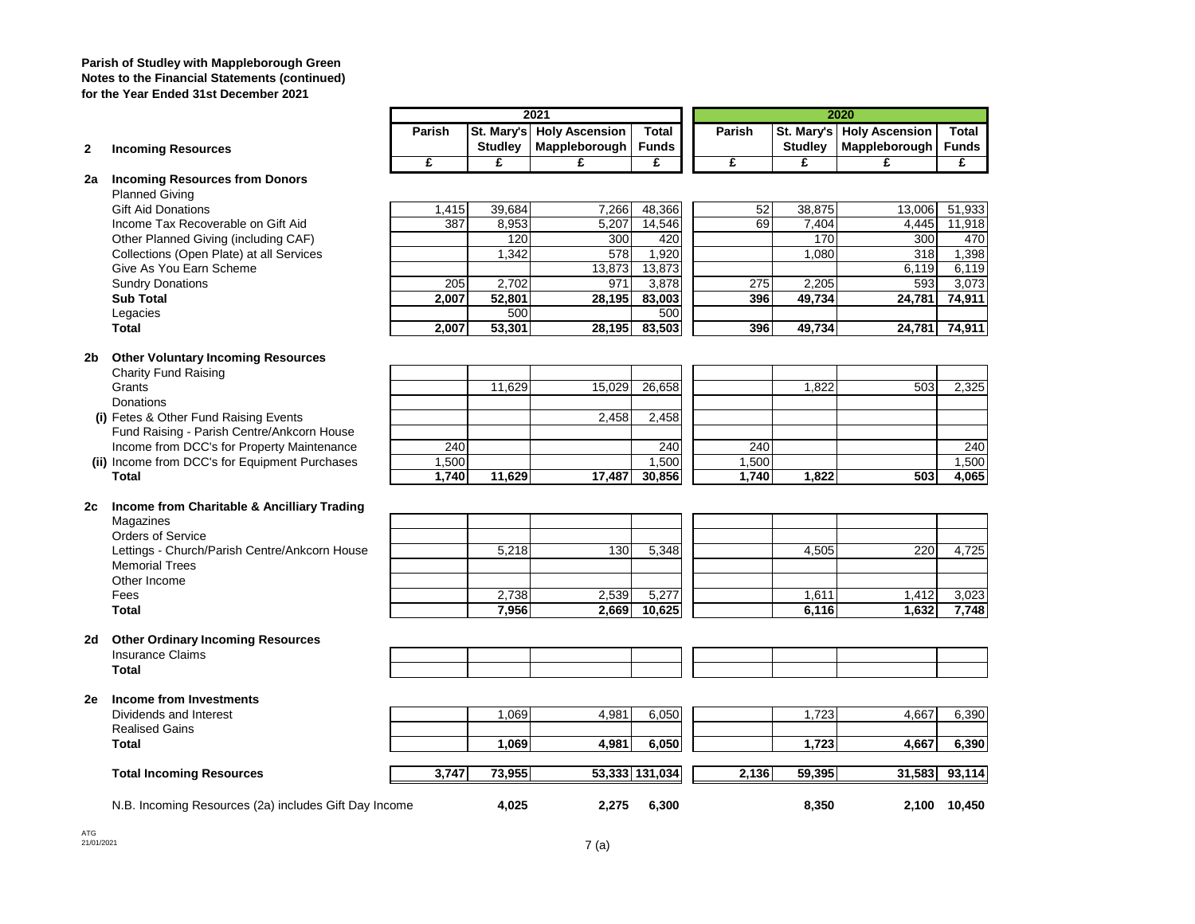**Parish of Studley with Mappleborough Green**
**Notes to the Financial Statements (continued)**
**for the Year Ended 31st December 2021**

| | | 2021 | | | | 2020 | | | |
|---|---|---|---|---|---|---|---|---|---|
| | | Parish | St. Mary's Studley | Holy Ascension Mappleborough | Total Funds | Parish | St. Mary's Studley | Holy Ascension Mappleborough | Total Funds |
| **2** | **Incoming Resources** | £ | £ | £ | £ | £ | £ | £ | £ |
| **2a** | **Incoming Resources from Donors** | | | | | | | | |
| | Planned Giving | | | | | | | | |
| | Gift Aid Donations | 1,415 | 39,684 | 7,266 | 48,366 | 52 | 38,875 | 13,006 | 51,933 |
| | Income Tax Recoverable on Gift Aid | 387 | 8,953 | 5,207 | 14,546 | 69 | 7,404 | 4,445 | 11,918 |
| | Other Planned Giving (including CAF) | | 120 | 300 | 420 | | 170 | 300 | 470 |
| | Collections (Open Plate) at all Services | | 1,342 | 578 | 1,920 | | 1,080 | 318 | 1,398 |
| | Give As You Earn Scheme | | | 13,873 | 13,873 | | | 6,119 | 6,119 |
| | Sundry Donations | 205 | 2,702 | 971 | 3,878 | 275 | 2,205 | 593 | 3,073 |
| | **Sub Total** | **2,007** | **52,801** | **28,195** | **83,003** | **396** | **49,734** | **24,781** | **74,911** |
| | Legacies | | 500 | | 500 | | | | |
| | **Total** | **2,007** | **53,301** | **28,195** | **83,503** | **396** | **49,734** | **24,781** | **74,911** |
| **2b** | **Other Voluntary Incoming Resources** | | | | | | | | |
| | Charity Fund Raising | | | | | | | | |
| | Grants | | 11,629 | 15,029 | 26,658 | | 1,822 | 503 | 2,325 |
| | Donations | | | | | | | | |
| **(i)** | Fetes & Other Fund Raising Events | | | 2,458 | 2,458 | | | | |
| | Fund Raising - Parish Centre/Ankcorn House | | | | | | | | |
| | Income from DCC's for Property Maintenance | 240 | | | 240 | 240 | | | 240 |
| **(ii)** | Income from DCC's for Equipment Purchases | 1,500 | | | 1,500 | 1,500 | | | 1,500 |
| | **Total** | **1,740** | **11,629** | **17,487** | **30,856** | **1,740** | **1,822** | **503** | **4,065** |
| **2c** | **Income from Charitable & Ancilliary Trading** | | | | | | | | |
| | Magazines | | | | | | | | |
| | Orders of Service | | | | | | | | |
| | Lettings - Church/Parish Centre/Ankcorn House | | 5,218 | 130 | 5,348 | | 4,505 | 220 | 4,725 |
| | Memorial Trees | | | | | | | | |
| | Other Income | | | | | | | | |
| | Fees | | 2,738 | 2,539 | 5,277 | | 1,611 | 1,412 | 3,023 |
| | **Total** | | **7,956** | **2,669** | **10,625** | | **6,116** | **1,632** | **7,748** |
| **2d** | **Other Ordinary Incoming Resources** | | | | | | | | |
| | Insurance Claims | | | | | | | | |
| | **Total** | | | | | | | | |
| **2e** | **Income from Investments** | | | | | | | | |
| | Dividends and Interest | | 1,069 | 4,981 | 6,050 | | 1,723 | 4,667 | 6,390 |
| | Realised Gains | | | | | | | | |
| | **Total** | | **1,069** | **4,981** | **6,050** | | **1,723** | **4,667** | **6,390** |
| | **Total Incoming Resources** | **3,747** | **73,955** | **53,333** | **131,034** | **2,136** | **59,395** | **31,583** | **93,114** |
| | N.B. Incoming Resources (2a) includes Gift Day Income | | **4,025** | **2,275** | **6,300** | | **8,350** | **2,100** | **10,450** |

ATG
21/01/2021

7 (a)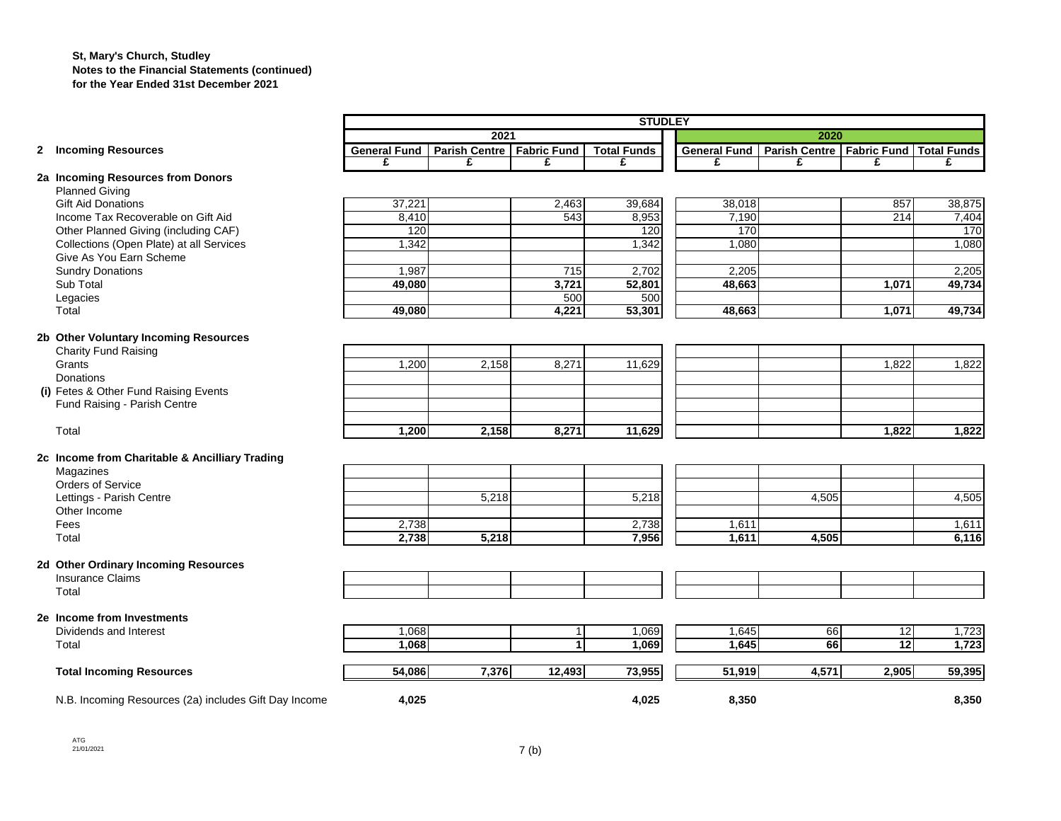**St, Mary's Church, Studley**
**Notes to the Financial Statements (continued)**
**for the Year Ended 31st December 2021**

| | STUDLEY | | | | | | | |
|---|---|---|---|---|---|---|---|---|
| | 2021 | | | | 2020 | | | |
| **2 Incoming Resources** | General Fund | Parish Centre | Fabric Fund | Total Funds | General Fund | Parish Centre | Fabric Fund | Total Funds |
| | £ | £ | £ | £ | £ | £ | £ | £ |
| **2a Incoming Resources from Donors** | | | | | | | | |
| Planned Giving | | | | | | | | |
| Gift Aid Donations | 37,221 | | 2,463 | 39,684 | 38,018 | | 857 | 38,875 |
| Income Tax Recoverable on Gift Aid | 8,410 | | 543 | 8,953 | 7,190 | | 214 | 7,404 |
| Other Planned Giving (including CAF) | 120 | | | 120 | 170 | | | 170 |
| Collections (Open Plate) at all Services | 1,342 | | | 1,342 | 1,080 | | | 1,080 |
| Give As You Earn Scheme | | | | | | | | |
| Sundry Donations | 1,987 | | 715 | 2,702 | 2,205 | | | 2,205 |
| Sub Total | **49,080** | | **3,721** | **52,801** | **48,663** | | **1,071** | **49,734** |
| Legacies | | | 500 | 500 | | | | |
| Total | **49,080** | | **4,221** | **53,301** | **48,663** | | **1,071** | **49,734** |
| **2b Other Voluntary Incoming Resources** | | | | | | | | |
| Charity Fund Raising | | | | | | | | |
| Grants | 1,200 | 2,158 | 8,271 | 11,629 | | | 1,822 | 1,822 |
| Donations | | | | | | | | |
| (i) Fetes & Other Fund Raising Events | | | | | | | | |
| Fund Raising - Parish Centre | | | | | | | | |
| Total | **1,200** | **2,158** | **8,271** | **11,629** | | | **1,822** | **1,822** |
| **2c Income from Charitable & Ancilliary Trading** | | | | | | | | |
| Magazines | | | | | | | | |
| Orders of Service | | | | | | | | |
| Lettings - Parish Centre | | 5,218 | | 5,218 | | 4,505 | | 4,505 |
| Other Income | | | | | | | | |
| Fees | 2,738 | | | 2,738 | 1,611 | | | 1,611 |
| Total | **2,738** | **5,218** | | **7,956** | **1,611** | **4,505** | | **6,116** |
| **2d Other Ordinary Incoming Resources** | | | | | | | | |
| Insurance Claims | | | | | | | | |
| Total | | | | | | | | |
| **2e Income from Investments** | | | | | | | | |
| Dividends and Interest | 1,068 | | 1 | 1,069 | 1,645 | 66 | 12 | 1,723 |
| Total | **1,068** | | **1** | **1,069** | **1,645** | **66** | **12** | **1,723** |
| **Total Incoming Resources** | **54,086** | **7,376** | **12,493** | **73,955** | **51,919** | **4,571** | **2,905** | **59,395** |
| N.B. Incoming Resources (2a) includes Gift Day Income | **4,025** | | | **4,025** | **8,350** | | | **8,350** |

ATG
21/01/2021

7 (b)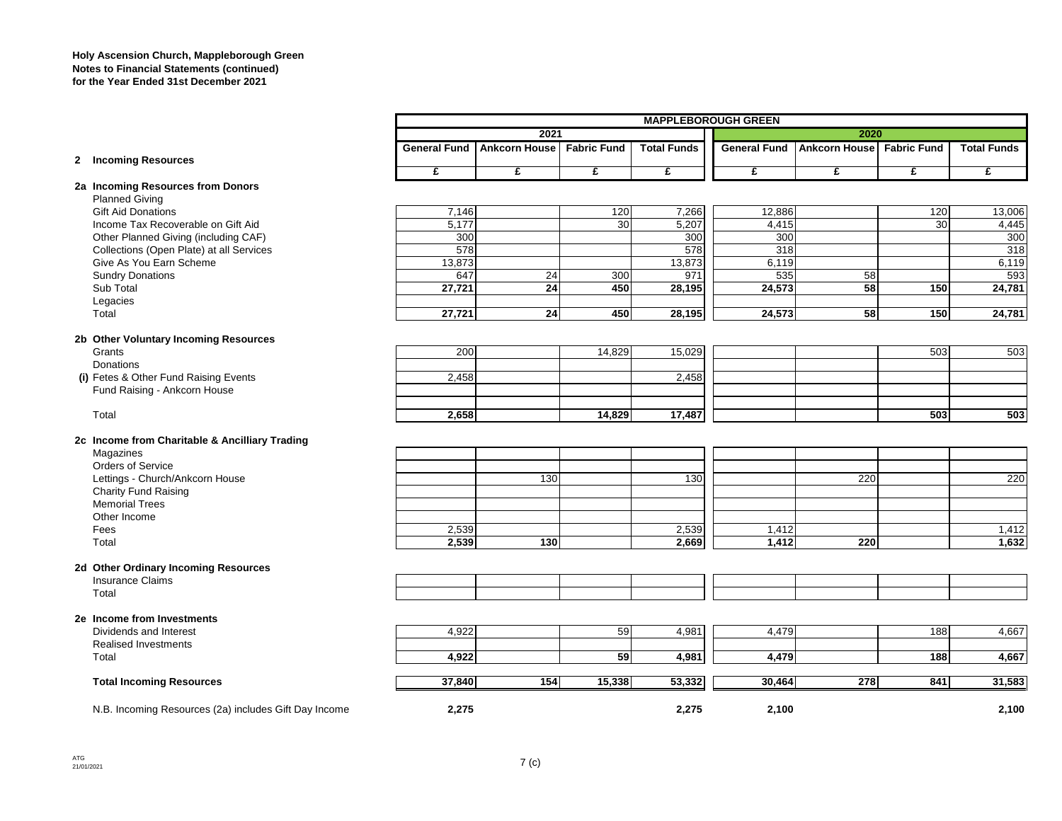**Holy Ascension Church, Mappleborough Green**
**Notes to Financial Statements (continued)**
**for the Year Ended 31st December 2021**

| | MAPPLEBOROUGH GREEN | | | | | | | |
|---|---|---|---|---|---|---|---|---|
| | 2021 | | | | 2020 | | | |
| **2 Incoming Resources** | General Fund | Ankcorn House | Fabric Fund | Total Funds | General Fund | Ankcorn House | Fabric Fund | Total Funds |
| | £ | £ | £ | £ | £ | £ | £ | £ |
| **2a Incoming Resources from Donors** | | | | | | | | |
| Planned Giving | | | | | | | | |
| Gift Aid Donations | 7,146 | | 120 | 7,266 | 12,886 | | 120 | 13,006 |
| Income Tax Recoverable on Gift Aid | 5,177 | | 30 | 5,207 | 4,415 | | 30 | 4,445 |
| Other Planned Giving (including CAF) | 300 | | | 300 | 300 | | | 300 |
| Collections (Open Plate) at all Services | 578 | | | 578 | 318 | | | 318 |
| Give As You Earn Scheme | 13,873 | | | 13,873 | 6,119 | | | 6,119 |
| Sundry Donations | 647 | 24 | 300 | 971 | 535 | 58 | | 593 |
| Sub Total | **27,721** | **24** | **450** | **28,195** | **24,573** | **58** | **150** | **24,781** |
| Legacies | | | | | | | | |
| Total | **27,721** | **24** | **450** | **28,195** | **24,573** | **58** | **150** | **24,781** |
| **2b Other Voluntary Incoming Resources** | | | | | | | | |
| Grants | 200 | | 14,829 | 15,029 | | | 503 | 503 |
| Donations | | | | | | | | |
| (i) Fetes & Other Fund Raising Events | 2,458 | | | 2,458 | | | | |
| Fund Raising - Ankcorn House | | | | | | | | |
| Total | **2,658** | | **14,829** | **17,487** | | | **503** | **503** |
| **2c Income from Charitable & Ancilliary Trading** | | | | | | | | |
| Magazines | | | | | | | | |
| Orders of Service | | | | | | | | |
| Lettings - Church/Ankcorn House | | 130 | | 130 | | 220 | | 220 |
| Charity Fund Raising | | | | | | | | |
| Memorial Trees | | | | | | | | |
| Other Income | | | | | | | | |
| Fees | 2,539 | | | 2,539 | 1,412 | | | 1,412 |
| Total | **2,539** | **130** | | **2,669** | **1,412** | **220** | | **1,632** |
| **2d Other Ordinary Incoming Resources** | | | | | | | | |
| Insurance Claims | | | | | | | | |
| Total | | | | | | | | |
| **2e Income from Investments** | | | | | | | | |
| Dividends and Interest | 4,922 | | 59 | 4,981 | 4,479 | | 188 | 4,667 |
| Realised Investments | | | | | | | | |
| Total | **4,922** | | **59** | **4,981** | **4,479** | | **188** | **4,667** |
| **Total Incoming Resources** | **37,840** | **154** | **15,338** | **53,332** | **30,464** | **278** | **841** | **31,583** |
| N.B. Incoming Resources (2a) includes Gift Day Income | **2,275** | | | **2,275** | **2,100** | | | **2,100** |

ATG
21/01/2021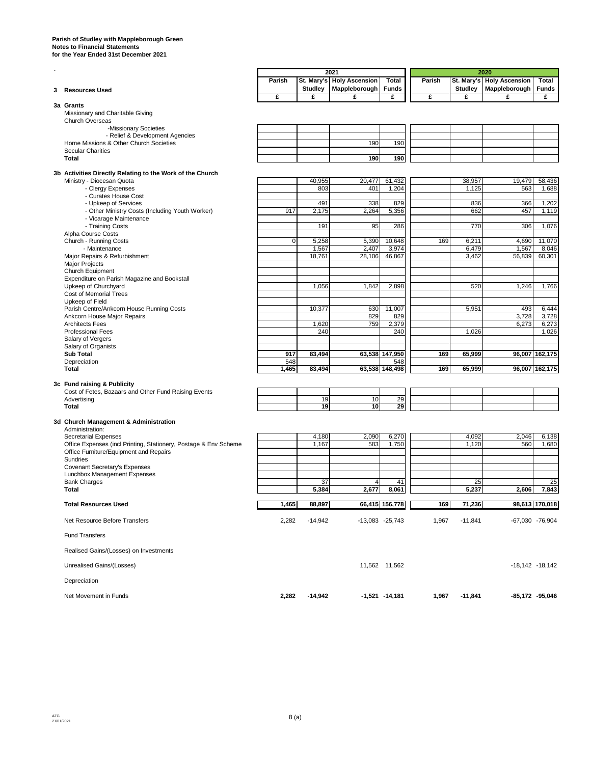**Parish of Studley with Mappleborough Green**
**Notes to Financial Statements**
**for the Year Ended 31st December 2021**

| | 2021 | | | | 2020 | | | |
|---|---|---|---|---|---|---|---|---|
| **3 Resources Used** | Parish | St. Mary's Studley | Holy Ascension Mappleborough | Total Funds | Parish | St. Mary's Studley | Holy Ascension Mappleborough | Total Funds |
| | £ | £ | £ | £ | £ | £ | £ | £ |
| **3a Grants** | | | | | | | | |
| Missionary and Charitable Giving | | | | | | | | |
| Church Overseas | | | | | | | | |
| -Missionary Societies | | | | | | | | |
| - Relief & Development Agencies | | | | | | | | |
| Home Missions & Other Church Societies | | | 190 | 190 | | | | |
| Secular Charities | | | | | | | | |
| **Total** | | | **190** | **190** | | | | |
| **3b Activities Directly Relating to the Work of the Church** | | | | | | | | |
| Ministry - Diocesan Quota | | 40,955 | 20,477 | 61,432 | | 38,957 | 19,479 | 58,436 |
| - Clergy Expenses | | 803 | 401 | 1,204 | | 1,125 | 563 | 1,688 |
| - Curates House Cost | | | | | | | | |
| - Upkeep of Services | | 491 | 338 | 829 | | 836 | 366 | 1,202 |
| - Other Ministry Costs (Including Youth Worker) | 917 | 2,175 | 2,264 | 5,356 | | 662 | 457 | 1,119 |
| - Vicarage Maintenance | | | | | | | | |
| - Training Costs | | 191 | 95 | 286 | | 770 | 306 | 1,076 |
| Alpha Course Costs | | | | | | | | |
| Church - Running Costs | 0 | 5,258 | 5,390 | 10,648 | 169 | 6,211 | 4,690 | 11,070 |
| - Maintenance | | 1,567 | 2,407 | 3,974 | | 6,479 | 1,567 | 8,046 |
| Major Repairs & Refurbishment | | 18,761 | 28,106 | 46,867 | | 3,462 | 56,839 | 60,301 |
| Major Projects | | | | | | | | |
| Church Equipment | | | | | | | | |
| Expenditure on Parish Magazine and Bookstall | | | | | | | | |
| Upkeep of Churchyard | | 1,056 | 1,842 | 2,898 | | 520 | 1,246 | 1,766 |
| Cost of Memorial Trees | | | | | | | | |
| Upkeep of Field | | | | | | | | |
| Parish Centre/Ankcorn House Running Costs | | 10,377 | 630 | 11,007 | | 5,951 | 493 | 6,444 |
| Ankcorn House Major Repairs | | | 829 | 829 | | | 3,728 | 3,728 |
| Architects Fees | | 1,620 | 759 | 2,379 | | | 6,273 | 6,273 |
| Professional Fees | | 240 | | 240 | | 1,026 | | 1,026 |
| Salary of Vergers | | | | | | | | |
| Salary of Organists | | | | | | | | |
| **Sub Total** | **917** | **83,494** | **63,538** | **147,950** | **169** | **65,999** | **96,007** | **162,175** |
| Depreciation | 548 | | | 548 | | | | |
| **Total** | **1,465** | **83,494** | **63,538** | **148,498** | **169** | **65,999** | **96,007** | **162,175** |
| **3c Fund raising & Publicity** | | | | | | | | |
| Cost of Fetes, Bazaars and Other Fund Raising Events | | | | | | | | |
| Advertising | | 19 | 10 | 29 | | | | |
| **Total** | | **19** | **10** | **29** | | | | |
| **3d Church Management & Administration** | | | | | | | | |
| Administration: | | | | | | | | |
| Secretarial Expenses | | 4,180 | 2,090 | 6,270 | | 4,092 | 2,046 | 6,138 |
| Office Expenses (incl Printing, Stationery, Postage & Env Scheme | | 1,167 | 583 | 1,750 | | 1,120 | 560 | 1,680 |
| Office Furniture/Equipment and Repairs | | | | | | | | |
| Sundries | | | | | | | | |
| Covenant Secretary's Expenses | | | | | | | | |
| Lunchbox Management Expenses | | | | | | | | |
| Bank Charges | | 37 | 4 | 41 | | 25 | | 25 |
| **Total** | | **5,384** | **2,677** | **8,061** | | **5,237** | **2,606** | **7,843** |
| **Total Resources Used** | **1,465** | **88,897** | **66,415** | **156,778** | **169** | **71,236** | **98,613** | **170,018** |
| Net Resource Before Transfers | 2,282 | -14,942 | -13,083 | -25,743 | 1,967 | -11,841 | -67,030 | -76,904 |
| Fund Transfers | | | | | | | | |
| Realised Gains/(Losses) on Investments | | | | | | | | |
| Unrealised Gains/(Losses) | | | 11,562 | 11,562 | | | -18,142 | -18,142 |
| Depreciation | | | | | | | | |
| Net Movement in Funds | **2,282** | **-14,942** | **-1,521** | **-14,181** | **1,967** | **-11,841** | **-85,172** | **-95,046** |

ATG
21/01/2021

8 (a)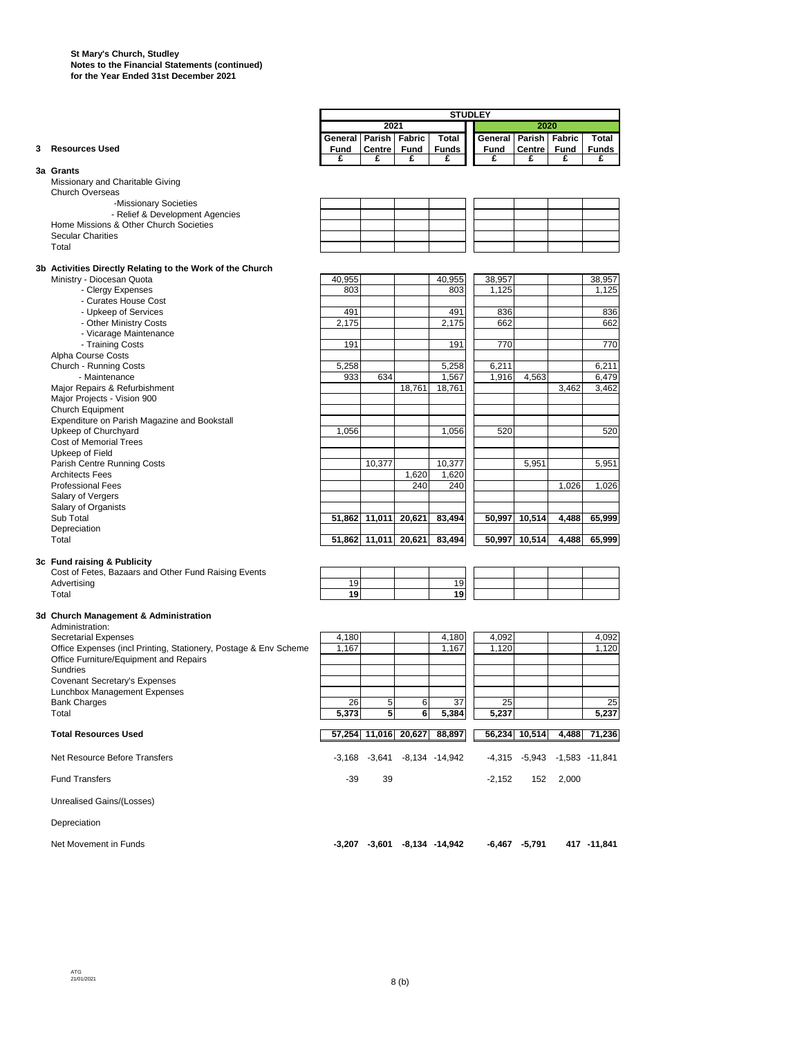**St Mary's Church, Studley**
**Notes to the Financial Statements (continued)**
**for the Year Ended 31st December 2021**

| | STUDLEY | | | | | | | |
|---|---|---|---|---|---|---|---|---|
| | 2021 | | | | 2020 | | | |
| **3 Resources Used** | General Fund £ | Parish Centre £ | Fabric Fund £ | Total Funds £ | General Fund £ | Parish Centre £ | Fabric Fund £ | Total Funds £ |
| **3a Grants** | | | | | | | | |
| Missionary and Charitable Giving | | | | | | | | |
| Church Overseas | | | | | | | | |
| -Missionary Societies | | | | | | | | |
| - Relief & Development Agencies | | | | | | | | |
| Home Missions & Other Church Societies | | | | | | | | |
| Secular Charities | | | | | | | | |
| Total | | | | | | | | |
| **3b Activities Directly Relating to the Work of the Church** | | | | | | | | |
| Ministry - Diocesan Quota | 40,955 | | | 40,955 | 38,957 | | | 38,957 |
| - Clergy Expenses | 803 | | | 803 | 1,125 | | | 1,125 |
| - Curates House Cost | | | | | | | | |
| - Upkeep of Services | 491 | | | 491 | 836 | | | 836 |
| - Other Ministry Costs | 2,175 | | | 2,175 | 662 | | | 662 |
| - Vicarage Maintenance | | | | | | | | |
| - Training Costs | 191 | | | 191 | 770 | | | 770 |
| Alpha Course Costs | | | | | | | | |
| Church - Running Costs | 5,258 | | | 5,258 | 6,211 | | | 6,211 |
| - Maintenance | 933 | 634 | | 1,567 | 1,916 | 4,563 | | 6,479 |
| Major Repairs & Refurbishment | | | 18,761 | 18,761 | | | 3,462 | 3,462 |
| Major Projects - Vision 900 | | | | | | | | |
| Church Equipment | | | | | | | | |
| Expenditure on Parish Magazine and Bookstall | | | | | | | | |
| Upkeep of Churchyard | 1,056 | | | 1,056 | 520 | | | 520 |
| Cost of Memorial Trees | | | | | | | | |
| Upkeep of Field | | | | | | | | |
| Parish Centre Running Costs | | 10,377 | | 10,377 | | 5,951 | | 5,951 |
| Architects Fees | | | 1,620 | 1,620 | | | | |
| Professional Fees | | | 240 | 240 | | | 1,026 | 1,026 |
| Salary of Vergers | | | | | | | | |
| Salary of Organists | | | | | | | | |
| Sub Total | **51,862** | **11,011** | **20,621** | **83,494** | **50,997** | **10,514** | **4,488** | **65,999** |
| Depreciation | | | | | | | | |
| Total | **51,862** | **11,011** | **20,621** | **83,494** | **50,997** | **10,514** | **4,488** | **65,999** |
| **3c Fund raising & Publicity** | | | | | | | | |
| Cost of Fetes, Bazaars and Other Fund Raising Events | | | | | | | | |
| Advertising | 19 | | | 19 | | | | |
| Total | **19** | | | **19** | | | | |
| **3d Church Management & Administration** | | | | | | | | |
| Administration: | | | | | | | | |
| Secretarial Expenses | 4,180 | | | 4,180 | 4,092 | | | 4,092 |
| Office Expenses (incl Printing, Stationery, Postage & Env Scheme | 1,167 | | | 1,167 | 1,120 | | | 1,120 |
| Office Furniture/Equipment and Repairs | | | | | | | | |
| Sundries | | | | | | | | |
| Covenant Secretary's Expenses | | | | | | | | |
| Lunchbox Management Expenses | | | | | | | | |
| Bank Charges | 26 | 5 | 6 | 37 | 25 | | | 25 |
| Total | **5,373** | **5** | **6** | **5,384** | **5,237** | | | **5,237** |
| **Total Resources Used** | **57,254** | **11,016** | **20,627** | **88,897** | **56,234** | **10,514** | **4,488** | **71,236** |
| Net Resource Before Transfers | -3,168 | -3,641 | -8,134 | -14,942 | -4,315 | -5,943 | -1,583 | -11,841 |
| Fund Transfers | -39 | 39 | | | -2,152 | 152 | 2,000 | |
| Unrealised Gains/(Losses) | | | | | | | | |
| Depreciation | | | | | | | | |
| Net Movement in Funds | **-3,207** | **-3,601** | **-8,134** | **-14,942** | **-6,467** | **-5,791** | **417** | **-11,841** |

ATG
21/01/2021

8 (b)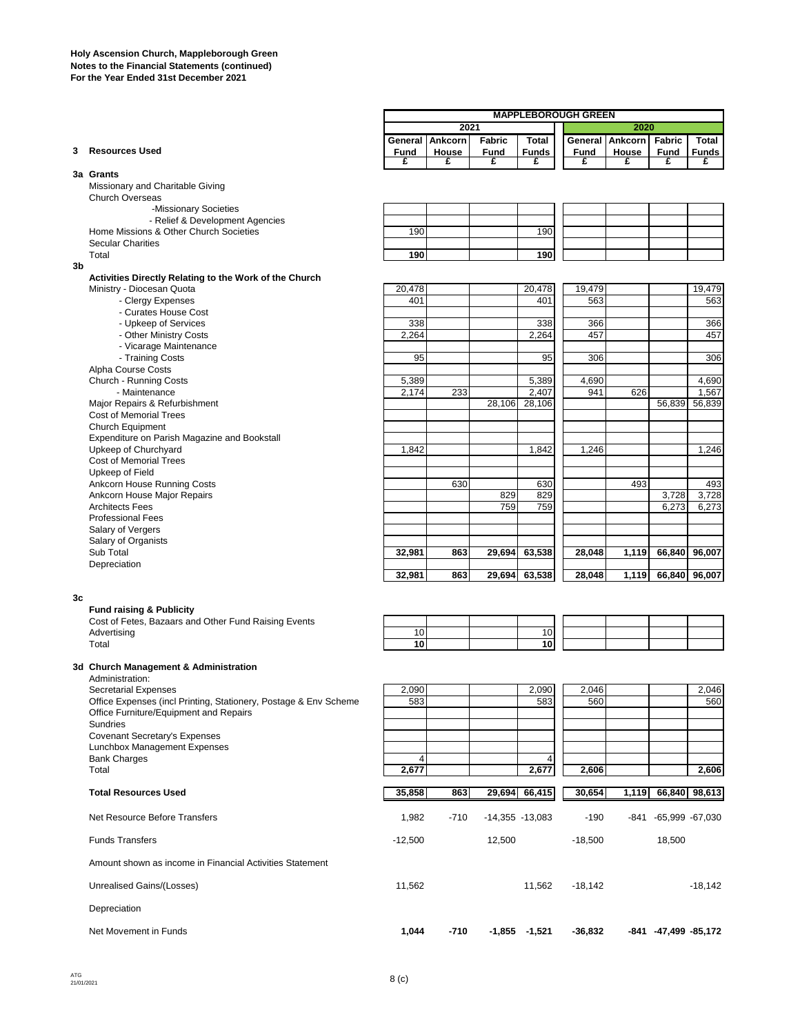**Holy Ascension Church, Mappleborough Green**
**Notes to the Financial Statements (continued)**
**For the Year Ended 31st December 2021**

| | MAPPLEBOROUGH GREEN | | | | | | | |
|---|---|---|---|---|---|---|---|---|
| | 2021 | | | | 2020 | | | |
| **3 Resources Used** | General Fund £ | Ankcorn House £ | Fabric Fund £ | Total Funds £ | General Fund £ | Ankcorn House £ | Fabric Fund £ | Total Funds £ |
| **3a Grants** | | | | | | | | |
| Missionary and Charitable Giving | | | | | | | | |
| Church Overseas | | | | | | | | |
| -Missionary Societies | | | | | | | | |
| - Relief & Development Agencies | | | | | | | | |
| Home Missions & Other Church Societies | 190 | | | 190 | | | | |
| Secular Charities | | | | | | | | |
| Total | **190** | | | **190** | | | | |
| **3b** | | | | | | | | |
| **Activities Directly Relating to the Work of the Church** | | | | | | | | |
| Ministry - Diocesan Quota | 20,478 | | | 20,478 | 19,479 | | | 19,479 |
| - Clergy Expenses | 401 | | | 401 | 563 | | | 563 |
| - Curates House Cost | | | | | | | | |
| - Upkeep of Services | 338 | | | 338 | 366 | | | 366 |
| - Other Ministry Costs | 2,264 | | | 2,264 | 457 | | | 457 |
| - Vicarage Maintenance | | | | | | | | |
| - Training Costs | 95 | | | 95 | 306 | | | 306 |
| Alpha Course Costs | | | | | | | | |
| Church - Running Costs | 5,389 | | | 5,389 | 4,690 | | | 4,690 |
| - Maintenance | 2,174 | 233 | | 2,407 | 941 | 626 | | 1,567 |
| Major Repairs & Refurbishment | | | 28,106 | 28,106 | | | 56,839 | 56,839 |
| Cost of Memorial Trees | | | | | | | | |
| Church Equipment | | | | | | | | |
| Expenditure on Parish Magazine and Bookstall | | | | | | | | |
| Upkeep of Churchyard | 1,842 | | | 1,842 | 1,246 | | | 1,246 |
| Cost of Memorial Trees | | | | | | | | |
| Upkeep of Field | | | | | | | | |
| Ankcorn House Running Costs | | 630 | | 630 | | 493 | | 493 |
| Ankcorn House Major Repairs | | | 829 | 829 | | | 3,728 | 3,728 |
| Architects Fees | | | 759 | 759 | | | 6,273 | 6,273 |
| Professional Fees | | | | | | | | |
| Salary of Vergers | | | | | | | | |
| Salary of Organists | | | | | | | | |
| Sub Total | **32,981** | **863** | **29,694** | **63,538** | **28,048** | **1,119** | **66,840** | **96,007** |
| Depreciation | | | | | | | | |
| | **32,981** | **863** | **29,694** | **63,538** | **28,048** | **1,119** | **66,840** | **96,007** |
| **3c** | | | | | | | | |
| **Fund raising & Publicity** | | | | | | | | |
| Cost of Fetes, Bazaars and Other Fund Raising Events | | | | | | | | |
| Advertising | 10 | | | 10 | | | | |
| Total | **10** | | | **10** | | | | |
| **3d Church Management & Administration** | | | | | | | | |
| Administration: | | | | | | | | |
| Secretarial Expenses | 2,090 | | | 2,090 | 2,046 | | | 2,046 |
| Office Expenses (incl Printing, Stationery, Postage & Env Scheme | 583 | | | 583 | 560 | | | 560 |
| Office Furniture/Equipment and Repairs | | | | | | | | |
| Sundries | | | | | | | | |
| Covenant Secretary's Expenses | | | | | | | | |
| Lunchbox Management Expenses | | | | | | | | |
| Bank Charges | 4 | | | 4 | | | | |
| Total | **2,677** | | | **2,677** | **2,606** | | | **2,606** |
| **Total Resources Used** | **35,858** | **863** | **29,694** | **66,415** | **30,654** | **1,119** | **66,840** | **98,613** |
| Net Resource Before Transfers | 1,982 | -710 | -14,355 | -13,083 | -190 | -841 | -65,999 | -67,030 |
| Funds Transfers | -12,500 | | 12,500 | | -18,500 | | 18,500 | |
| Amount shown as income in Financial Activities Statement | | | | | | | | |
| Unrealised Gains/(Losses) | 11,562 | | | 11,562 | -18,142 | | | -18,142 |
| Depreciation | | | | | | | | |
| Net Movement in Funds | **1,044** | **-710** | **-1,855** | **-1,521** | **-36,832** | **-841** | **-47,499** | **-85,172** |

ATG
21/01/2021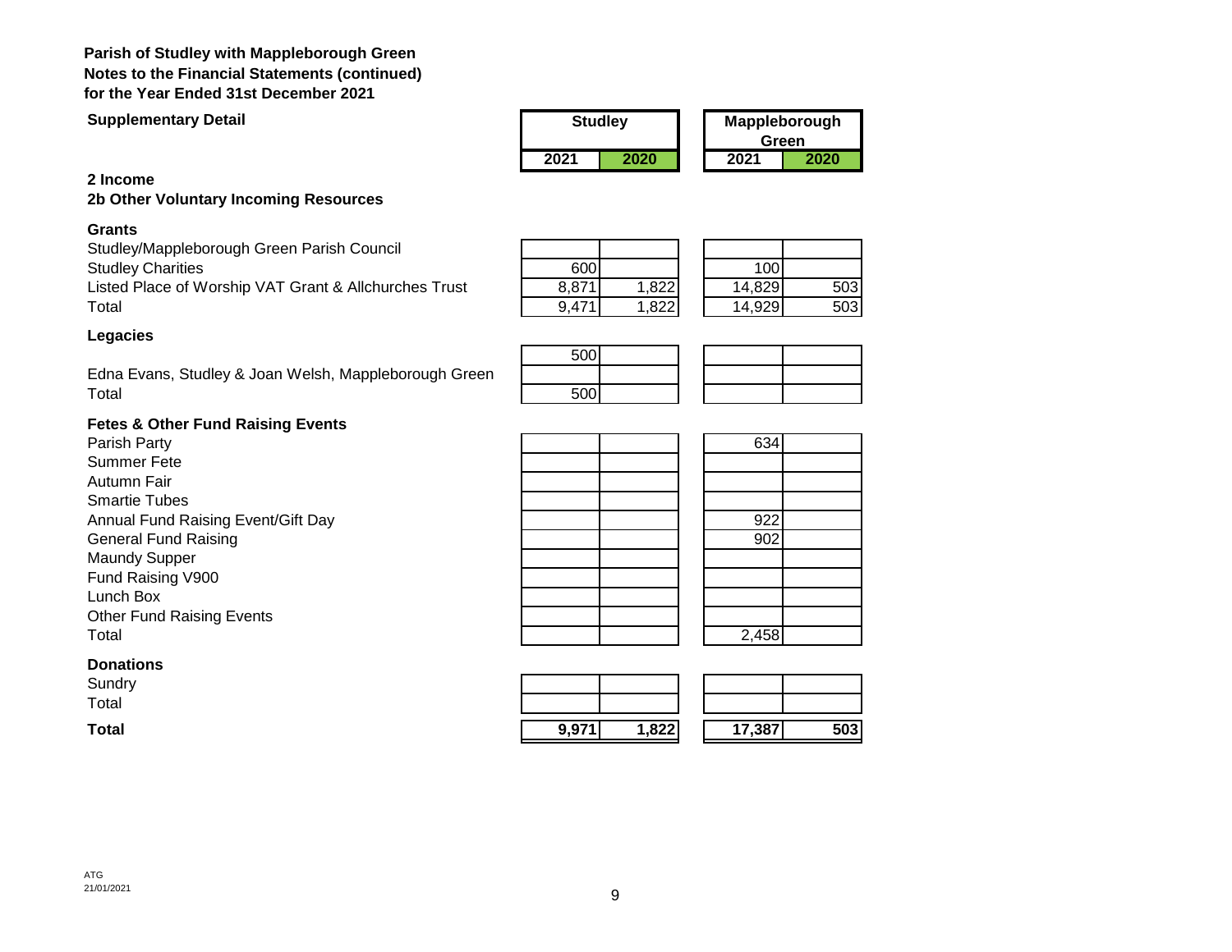**Parish of Studley with Mappleborough Green**
**Notes to the Financial Statements (continued)**
**for the Year Ended 31st December 2021**

| **Supplementary Detail** | **Studley** | | **Mappleborough Green** | |
|---|---|---|---|---|
| | **2021** | **2020** | **2021** | **2020** |
| **2 Income** | | | | |
| **2b Other Voluntary Incoming Resources** | | | | |
| **Grants** | | | | |
| Studley/Mappleborough Green Parish Council | | | | |
| Studley Charities | 600 | | 100 | |
| Listed Place of Worship VAT Grant & Allchurches Trust | 8,871 | 1,822 | 14,829 | 503 |
| Total | 9,471 | 1,822 | 14,929 | 503 |
| **Legacies** | | | | |
| | 500 | | | |
| Edna Evans, Studley & Joan Welsh, Mappleborough Green | | | | |
| Total | 500 | | | |
| **Fetes & Other Fund Raising Events** | | | | |
| Parish Party | | | 634 | |
| Summer Fete | | | | |
| Autumn Fair | | | | |
| Smartie Tubes | | | | |
| Annual Fund Raising Event/Gift Day | | | 922 | |
| General Fund Raising | | | 902 | |
| Maundy Supper | | | | |
| Fund Raising V900 | | | | |
| Lunch Box | | | | |
| Other Fund Raising Events | | | | |
| Total | | | 2,458 | |
| **Donations** | | | | |
| Sundry | | | | |
| Total | | | | |
| **Total** | **9,971** | **1,822** | **17,387** | **503** |

ATG
21/01/2021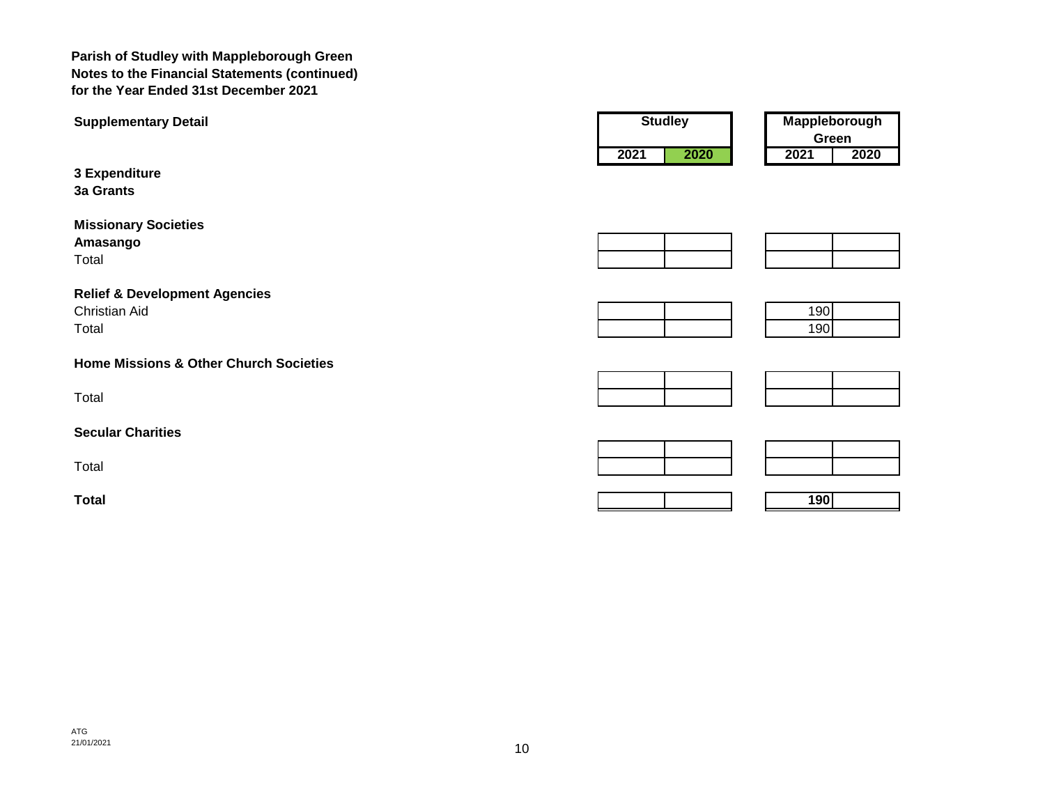**Parish of Studley with Mappleborough Green**
**Notes to the Financial Statements (continued)**
**for the Year Ended 31st December 2021**

| **Supplementary Detail** | **Studley** | | **Mappleborough Green** | |
|---|---|---|---|---|
| | **2021** | **2020** | **2021** | **2020** |
| **3 Expenditure** | | | | |
| **3a Grants** | | | | |
| **Missionary Societies** | | | | |
| **Amasango** | | | | |
| Total | | | | |
| **Relief & Development Agencies** | | | | |
| Christian Aid | | | 190 | |
| Total | | | 190 | |
| **Home Missions & Other Church Societies** | | | | |
| | | | | |
| Total | | | | |
| **Secular Charities** | | | | |
| | | | | |
| Total | | | | |
| **Total** | | | **190** | |

ATG
21/01/2021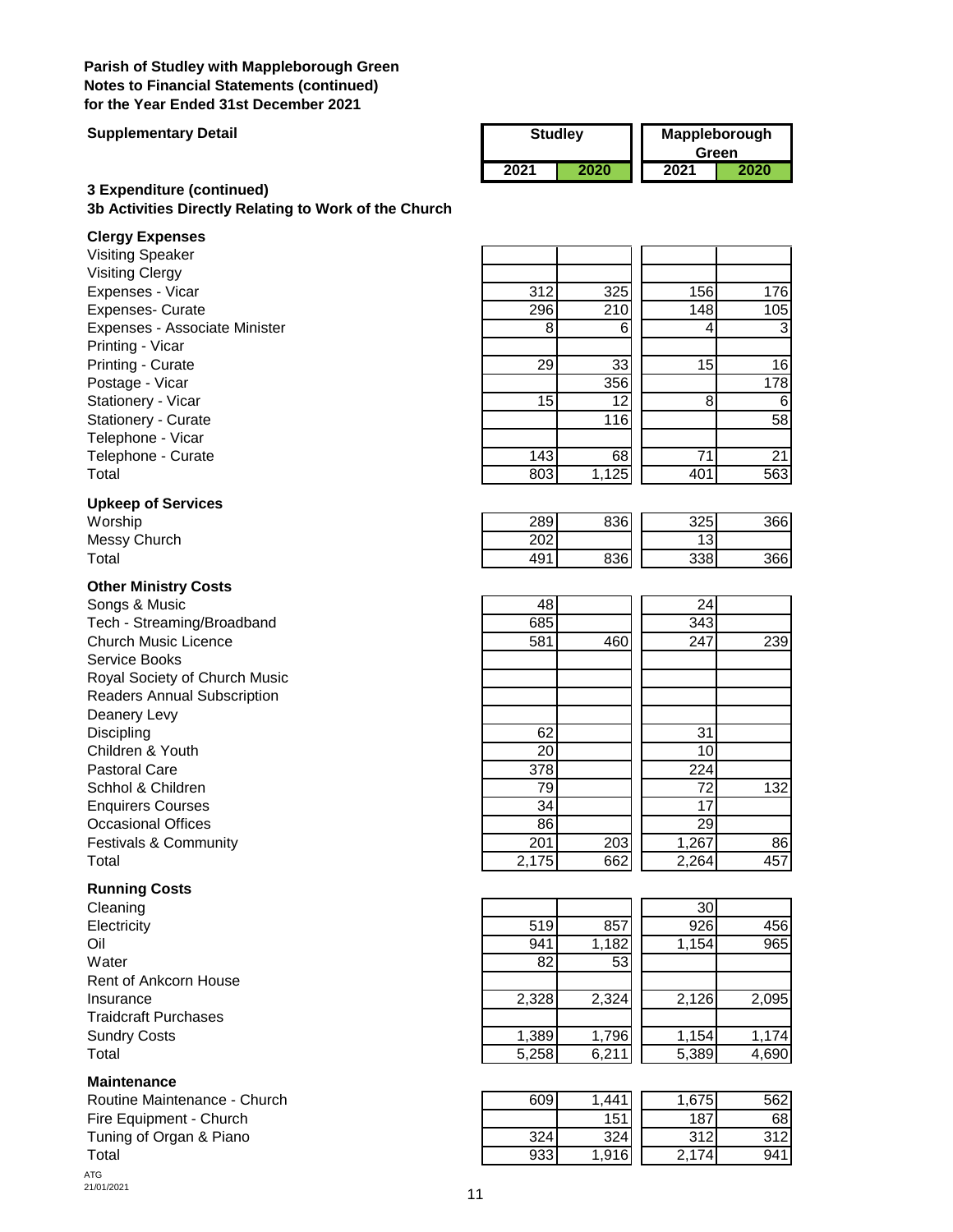**Parish of Studley with Mappleborough Green**
**Notes to Financial Statements (continued)**
**for the Year Ended 31st December 2021**

**Supplementary Detail**

### 3 Expenditure (continued)
### 3b Activities Directly Relating to Work of the Church

| | Studley | | Mappleborough Green | |
|---|---|---|---|---|
| | 2021 | 2020 | 2021 | 2020 |
| **Clergy Expenses** | | | | |
| Visiting Speaker | | | | |
| Visiting Clergy | | | | |
| Expenses - Vicar | 312 | 325 | 156 | 176 |
| Expenses- Curate | 296 | 210 | 148 | 105 |
| Expenses - Associate Minister | 8 | 6 | 4 | 3 |
| Printing - Vicar | | | | |
| Printing - Curate | 29 | 33 | 15 | 16 |
| Postage - Vicar | | 356 | | 178 |
| Stationery - Vicar | 15 | 12 | 8 | 6 |
| Stationery - Curate | | 116 | | 58 |
| Telephone - Vicar | | | | |
| Telephone - Curate | 143 | 68 | 71 | 21 |
| Total | 803 | 1,125 | 401 | 563 |
| **Upkeep of Services** | | | | |
| Worship | 289 | 836 | 325 | 366 |
| Messy Church | 202 | | 13 | |
| Total | 491 | 836 | 338 | 366 |
| **Other Ministry Costs** | | | | |
| Songs & Music | 48 | | 24 | |
| Tech - Streaming/Broadband | 685 | | 343 | |
| Church Music Licence | 581 | 460 | 247 | 239 |
| Service Books | | | | |
| Royal Society of Church Music | | | | |
| Readers Annual Subscription | | | | |
| Deanery Levy | | | | |
| Discipling | 62 | | 31 | |
| Children & Youth | 20 | | 10 | |
| Pastoral Care | 378 | | 224 | |
| Schhol & Children | 79 | | 72 | 132 |
| Enquirers Courses | 34 | | 17 | |
| Occasional Offices | 86 | | 29 | |
| Festivals & Community | 201 | 203 | 1,267 | 86 |
| Total | 2,175 | 662 | 2,264 | 457 |
| **Running Costs** | | | | |
| Cleaning | | | 30 | |
| Electricity | 519 | 857 | 926 | 456 |
| Oil | 941 | 1,182 | 1,154 | 965 |
| Water | 82 | 53 | | |
| Rent of Ankcorn House | | | | |
| Insurance | 2,328 | 2,324 | 2,126 | 2,095 |
| Traidcraft Purchases | | | | |
| Sundry Costs | 1,389 | 1,796 | 1,154 | 1,174 |
| Total | 5,258 | 6,211 | 5,389 | 4,690 |
| **Maintenance** | | | | |
| Routine Maintenance - Church | 609 | 1,441 | 1,675 | 562 |
| Fire Equipment - Church | | 151 | 187 | 68 |
| Tuning of Organ & Piano | 324 | 324 | 312 | 312 |
| Total | 933 | 1,916 | 2,174 | 941 |

ATG
21/01/2021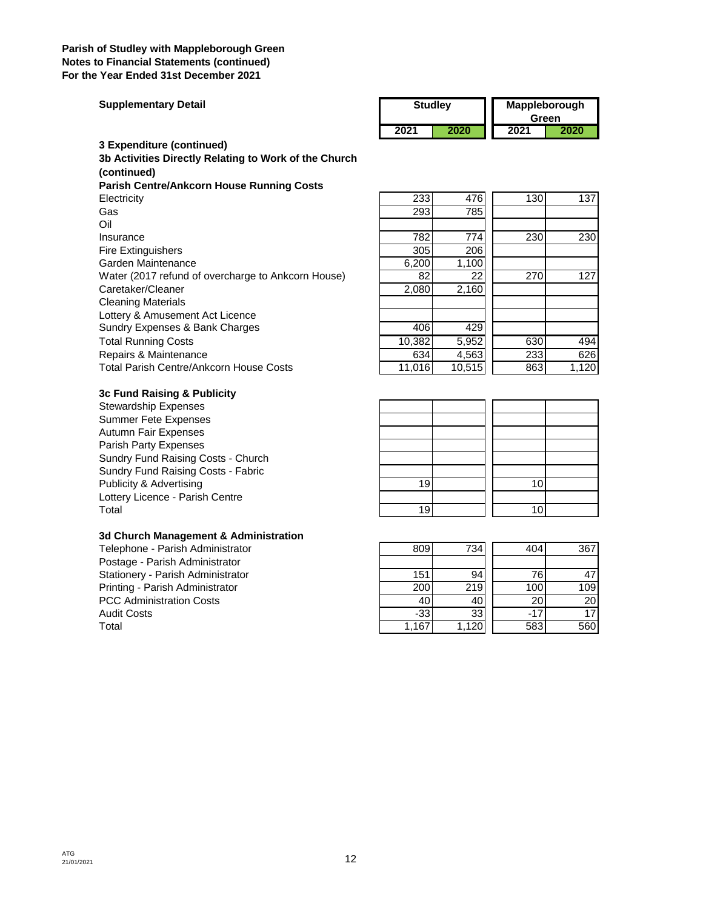**Parish of Studley with Mappleborough Green**
**Notes to Financial Statements (continued)**
**For the Year Ended 31st December 2021**

**Supplementary Detail**

| | Studley | | Mappleborough Green | |
|---|---|---|---|---|
| | 2021 | 2020 | 2021 | 2020 |
| **3 Expenditure (continued)** | | | | |
| **3b Activities Directly Relating to Work of the Church (continued)** | | | | |
| **Parish Centre/Ankcorn House Running Costs** | | | | |
| Electricity | 233 | 476 | 130 | 137 |
| Gas | 293 | 785 | | |
| Oil | | | | |
| Insurance | 782 | 774 | 230 | 230 |
| Fire Extinguishers | 305 | 206 | | |
| Garden Maintenance | 6,200 | 1,100 | | |
| Water (2017 refund of overcharge to Ankcorn House) | 82 | 22 | 270 | 127 |
| Caretaker/Cleaner | 2,080 | 2,160 | | |
| Cleaning Materials | | | | |
| Lottery & Amusement Act Licence | | | | |
| Sundry Expenses & Bank Charges | 406 | 429 | | |
| Total Running Costs | 10,382 | 5,952 | 630 | 494 |
| Repairs & Maintenance | 634 | 4,563 | 233 | 626 |
| Total Parish Centre/Ankcorn House Costs | 11,016 | 10,515 | 863 | 1,120 |
| **3c Fund Raising & Publicity** | | | | |
| Stewardship Expenses | | | | |
| Summer Fete Expenses | | | | |
| Autumn Fair Expenses | | | | |
| Parish Party Expenses | | | | |
| Sundry Fund Raising Costs - Church | | | | |
| Sundry Fund Raising Costs - Fabric | | | | |
| Publicity & Advertising | 19 | | 10 | |
| Lottery Licence - Parish Centre | | | | |
| Total | 19 | | 10 | |
| **3d Church Management & Administration** | | | | |
| Telephone - Parish Administrator | 809 | 734 | 404 | 367 |
| Postage - Parish Administrator | | | | |
| Stationery - Parish Administrator | 151 | 94 | 76 | 47 |
| Printing - Parish Administrator | 200 | 219 | 100 | 109 |
| PCC Administration Costs | 40 | 40 | 20 | 20 |
| Audit Costs | -33 | 33 | -17 | 17 |
| Total | 1,167 | 1,120 | 583 | 560 |

ATG
21/01/2021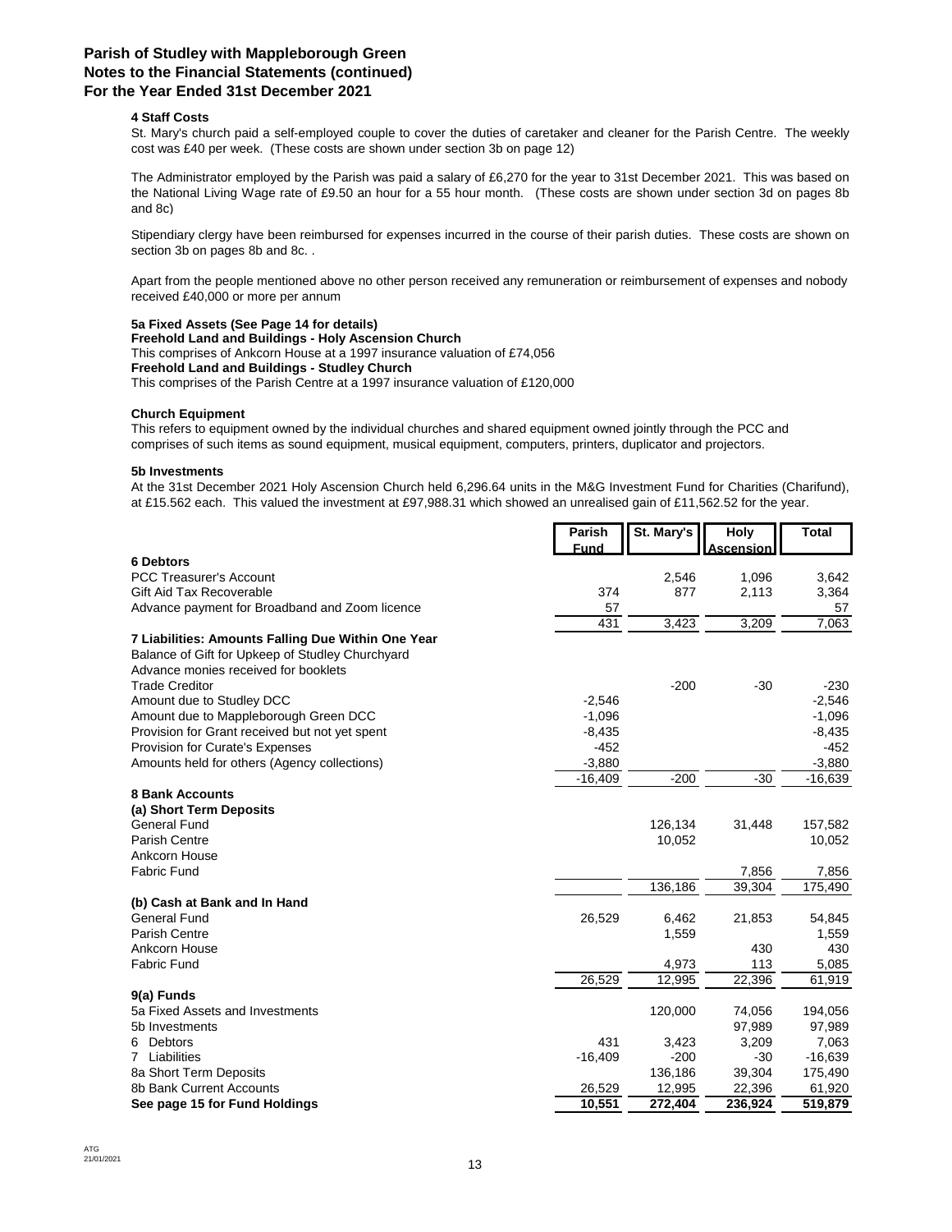# Parish of Studley with Mappleborough Green
# Notes to the Financial Statements (continued)
# For the Year Ended 31st December 2021

### 4 Staff Costs

St. Mary's church paid a self-employed couple to cover the duties of caretaker and cleaner for the Parish Centre. The weekly cost was £40 per week. (These costs are shown under section 3b on page 12)

The Administrator employed by the Parish was paid a salary of £6,270 for the year to 31st December 2021. This was based on the National Living Wage rate of £9.50 an hour for a 55 hour month. (These costs are shown under section 3d on pages 8b and 8c)

Stipendiary clergy have been reimbursed for expenses incurred in the course of their parish duties. These costs are shown on section 3b on pages 8b and 8c. .

Apart from the people mentioned above no other person received any remuneration or reimbursement of expenses and nobody received £40,000 or more per annum

### 5a Fixed Assets (See Page 14 for details)

**Freehold Land and Buildings - Holy Ascension Church**

This comprises of Ankcorn House at a 1997 insurance valuation of £74,056

**Freehold Land and Buildings - Studley Church**

This comprises of the Parish Centre at a 1997 insurance valuation of £120,000

**Church Equipment**

This refers to equipment owned by the individual churches and shared equipment owned jointly through the PCC and comprises of such items as sound equipment, musical equipment, computers, printers, duplicator and projectors.

### 5b Investments

At the 31st December 2021 Holy Ascension Church held 6,296.64 units in the M&G Investment Fund for Charities (Charifund), at £15.562 each. This valued the investment at £97,988.31 which showed an unrealised gain of £11,562.52 for the year.

| | Parish Fund | St. Mary's | Holy Ascension | Total |
|---|---|---|---|---|
| **6 Debtors** | | | | |
| PCC Treasurer's Account | | 2,546 | 1,096 | 3,642 |
| Gift Aid Tax Recoverable | 374 | 877 | 2,113 | 3,364 |
| Advance payment for Broadband and Zoom licence | 57 | | | 57 |
| | 431 | 3,423 | 3,209 | 7,063 |
| **7 Liabilities: Amounts Falling Due Within One Year** | | | | |
| Balance of Gift for Upkeep of Studley Churchyard | | | | |
| Advance monies received for booklets | | | | |
| Trade Creditor | | -200 | -30 | -230 |
| Amount due to Studley DCC | -2,546 | | | -2,546 |
| Amount due to Mappleborough Green DCC | -1,096 | | | -1,096 |
| Provision for Grant received but not yet spent | -8,435 | | | -8,435 |
| Provision for Curate's Expenses | -452 | | | -452 |
| Amounts held for others (Agency collections) | -3,880 | | | -3,880 |
| | -16,409 | -200 | -30 | -16,639 |
| **8 Bank Accounts** | | | | |
| **(a) Short Term Deposits** | | | | |
| General Fund | | 126,134 | 31,448 | 157,582 |
| Parish Centre | | 10,052 | | 10,052 |
| Ankcorn House | | | | |
| Fabric Fund | | | 7,856 | 7,856 |
| | | 136,186 | 39,304 | 175,490 |
| **(b) Cash at Bank and In Hand** | | | | |
| General Fund | 26,529 | 6,462 | 21,853 | 54,845 |
| Parish Centre | | 1,559 | | 1,559 |
| Ankcorn House | | | 430 | 430 |
| Fabric Fund | | 4,973 | 113 | 5,085 |
| | 26,529 | 12,995 | 22,396 | 61,919 |
| **9(a) Funds** | | | | |
| 5a Fixed Assets and Investments | | 120,000 | 74,056 | 194,056 |
| 5b Investments | | | 97,989 | 97,989 |
| 6 Debtors | 431 | 3,423 | 3,209 | 7,063 |
| 7 Liabilities | -16,409 | -200 | -30 | -16,639 |
| 8a Short Term Deposits | | 136,186 | 39,304 | 175,490 |
| 8b Bank Current Accounts | 26,529 | 12,995 | 22,396 | 61,920 |
| **See page 15 for Fund Holdings** | **10,551** | **272,404** | **236,924** | **519,879** |

ATG
21/01/2021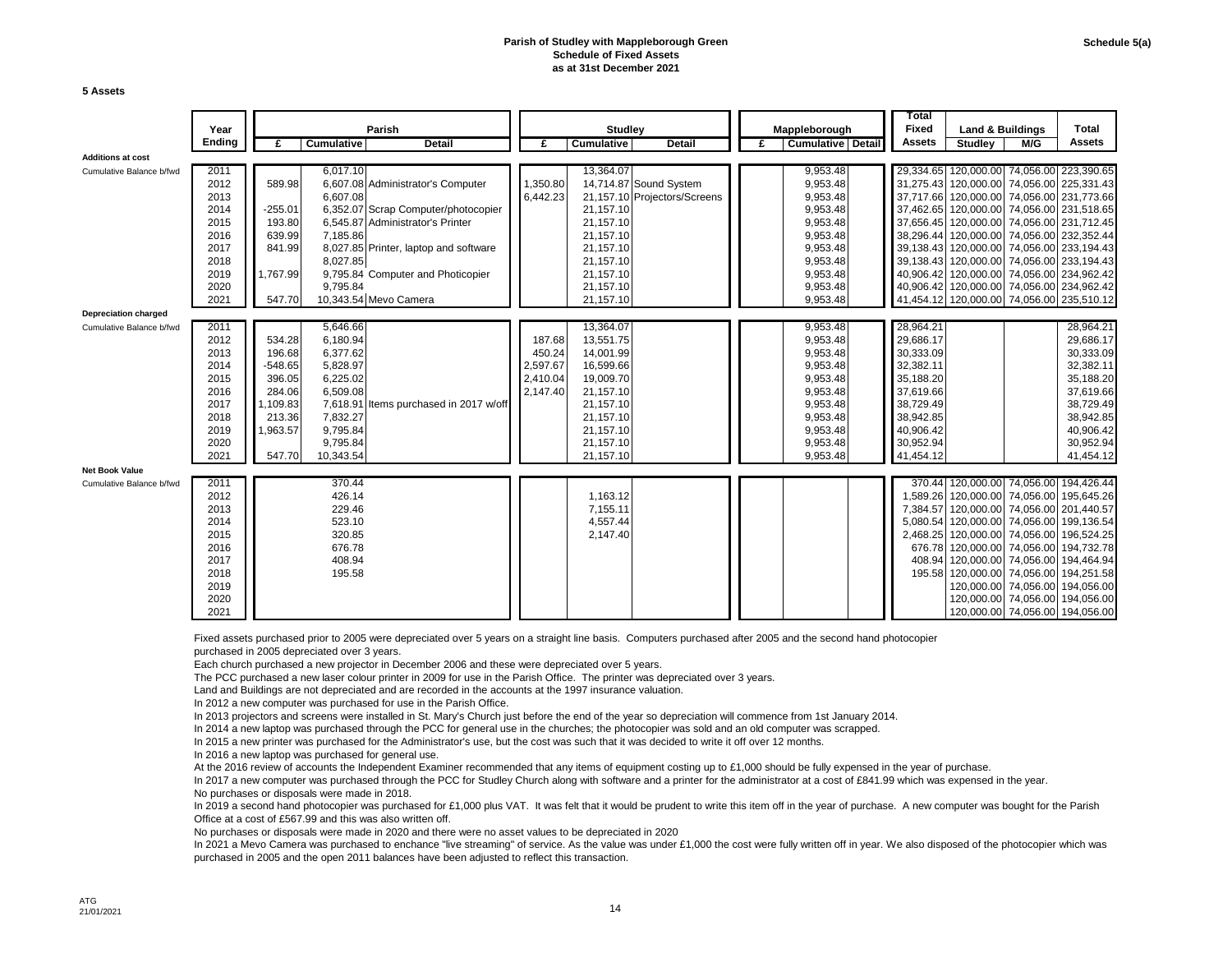**Parish of Studley with Mappleborough Green**
**Schedule of Fixed Assets**
**as at 31st December 2021**

Schedule 5(a)

**5 Assets**

| | Year Ending | Parish £ | Parish Cumulative | Parish Detail | Studley £ | Studley Cumulative | Studley Detail | Mappleborough £ | Mappleborough Cumulative | Mappleborough Detail | Total Fixed Assets | Land & Buildings Studley | Land & Buildings M/G | Total Assets |
|---|---|---|---|---|---|---|---|---|---|---|---|---|---|---|
| **Additions at cost** | | | | | | | | | | | | | | |
| Cumulative Balance b/fwd | 2011 | | 6,017.10 | | | 13,364.07 | | | 9,953.48 | | 29,334.65 | 120,000.00 | 74,056.00 | 223,390.65 |
| | 2012 | 589.98 | 6,607.08 | Administrator's Computer | 1,350.80 | 14,714.87 | Sound System | | 9,953.48 | | 31,275.43 | 120,000.00 | 74,056.00 | 225,331.43 |
| | 2013 | | 6,607.08 | | 6,442.23 | 21,157.10 | Projectors/Screens | | 9,953.48 | | 37,717.66 | 120,000.00 | 74,056.00 | 231,773.66 |
| | 2014 | -255.01 | 6,352.07 | Scrap Computer/photocopier | | 21,157.10 | | | 9,953.48 | | 37,462.65 | 120,000.00 | 74,056.00 | 231,518.65 |
| | 2015 | 193.80 | 6,545.87 | Administrator's Printer | | 21,157.10 | | | 9,953.48 | | 37,656.45 | 120,000.00 | 74,056.00 | 231,712.45 |
| | 2016 | 639.99 | 7,185.86 | | | 21,157.10 | | | 9,953.48 | | 38,296.44 | 120,000.00 | 74,056.00 | 232,352.44 |
| | 2017 | 841.99 | 8,027.85 | Printer, laptop and software | | 21,157.10 | | | 9,953.48 | | 39,138.43 | 120,000.00 | 74,056.00 | 233,194.43 |
| | 2018 | | 8,027.85 | | | 21,157.10 | | | 9,953.48 | | 39,138.43 | 120,000.00 | 74,056.00 | 233,194.43 |
| | 2019 | 1,767.99 | 9,795.84 | Computer and Photicopier | | 21,157.10 | | | 9,953.48 | | 40,906.42 | 120,000.00 | 74,056.00 | 234,962.42 |
| | 2020 | | 9,795.84 | | | 21,157.10 | | | 9,953.48 | | 40,906.42 | 120,000.00 | 74,056.00 | 234,962.42 |
| | 2021 | 547.70 | 10,343.54 | Mevo Camera | | 21,157.10 | | | 9,953.48 | | 41,454.12 | 120,000.00 | 74,056.00 | 235,510.12 |
| **Depreciation charged** | | | | | | | | | | | | | | |
| Cumulative Balance b/fwd | 2011 | | 5,646.66 | | | 13,364.07 | | | 9,953.48 | | 28,964.21 | | | 28,964.21 |
| | 2012 | 534.28 | 6,180.94 | | 187.68 | 13,551.75 | | | 9,953.48 | | 29,686.17 | | | 29,686.17 |
| | 2013 | 196.68 | 6,377.62 | | 450.24 | 14,001.99 | | | 9,953.48 | | 30,333.09 | | | 30,333.09 |
| | 2014 | -548.65 | 5,828.97 | | 2,597.67 | 16,599.66 | | | 9,953.48 | | 32,382.11 | | | 32,382.11 |
| | 2015 | 396.05 | 6,225.02 | | 2,410.04 | 19,009.70 | | | 9,953.48 | | 35,188.20 | | | 35,188.20 |
| | 2016 | 284.06 | 6,509.08 | | 2,147.40 | 21,157.10 | | | 9,953.48 | | 37,619.66 | | | 37,619.66 |
| | 2017 | 1,109.83 | 7,618.91 | Items purchased in 2017 w/off | | 21,157.10 | | | 9,953.48 | | 38,729.49 | | | 38,729.49 |
| | 2018 | 213.36 | 7,832.27 | | | 21,157.10 | | | 9,953.48 | | 38,942.85 | | | 38,942.85 |
| | 2019 | 1,963.57 | 9,795.84 | | | 21,157.10 | | | 9,953.48 | | 40,906.42 | | | 40,906.42 |
| | 2020 | | 9,795.84 | | | 21,157.10 | | | 9,953.48 | | 30,952.94 | | | 30,952.94 |
| | 2021 | 547.70 | 10,343.54 | | | 21,157.10 | | | 9,953.48 | | 41,454.12 | | | 41,454.12 |
| **Net Book Value** | | | | | | | | | | | | | | |
| Cumulative Balance b/fwd | 2011 | | 370.44 | | | | | | | | 370.44 | 120,000.00 | 74,056.00 | 194,426.44 |
| | 2012 | | 426.14 | | | 1,163.12 | | | | | 1,589.26 | 120,000.00 | 74,056.00 | 195,645.26 |
| | 2013 | | 229.46 | | | 7,155.11 | | | | | 7,384.57 | 120,000.00 | 74,056.00 | 201,440.57 |
| | 2014 | | 523.10 | | | 4,557.44 | | | | | 5,080.54 | 120,000.00 | 74,056.00 | 199,136.54 |
| | 2015 | | 320.85 | | | 2,147.40 | | | | | 2,468.25 | 120,000.00 | 74,056.00 | 196,524.25 |
| | 2016 | | 676.78 | | | | | | | | 676.78 | 120,000.00 | 74,056.00 | 194,732.78 |
| | 2017 | | 408.94 | | | | | | | | 408.94 | 120,000.00 | 74,056.00 | 194,464.94 |
| | 2018 | | 195.58 | | | | | | | | 195.58 | 120,000.00 | 74,056.00 | 194,251.58 |
| | 2019 | | | | | | | | | | | 120,000.00 | 74,056.00 | 194,056.00 |
| | 2020 | | | | | | | | | | | 120,000.00 | 74,056.00 | 194,056.00 |
| | 2021 | | | | | | | | | | | 120,000.00 | 74,056.00 | 194,056.00 |

Fixed assets purchased prior to 2005 were depreciated over 5 years on a straight line basis. Computers purchased after 2005 and the second hand photocopier purchased in 2005 depreciated over 3 years.

Each church purchased a new projector in December 2006 and these were depreciated over 5 years.

The PCC purchased a new laser colour printer in 2009 for use in the Parish Office. The printer was depreciated over 3 years.

Land and Buildings are not depreciated and are recorded in the accounts at the 1997 insurance valuation.

In 2012 a new computer was purchased for use in the Parish Office.

In 2013 projectors and screens were installed in St. Mary's Church just before the end of the year so depreciation will commence from 1st January 2014.

In 2014 a new laptop was purchased through the PCC for general use in the churches; the photocopier was sold and an old computer was scrapped.

In 2015 a new printer was purchased for the Administrator's use, but the cost was such that it was decided to write it off over 12 months.

In 2016 a new laptop was purchased for general use.

At the 2016 review of accounts the Independent Examiner recommended that any items of equipment costing up to £1,000 should be fully expensed in the year of purchase.

In 2017 a new computer was purchased through the PCC for Studley Church along with software and a printer for the administrator at a cost of £841.99 which was expensed in the year.

No purchases or disposals were made in 2018.

In 2019 a second hand photocopier was purchased for £1,000 plus VAT. It was felt that it would be prudent to write this item off in the year of purchase. A new computer was bought for the Parish Office at a cost of £567.99 and this was also written off.

No purchases or disposals were made in 2020 and there were no asset values to be depreciated in 2020

In 2021 a Mevo Camera was purchased to enchance "live streaming" of service. As the value was under £1,000 the cost were fully written off in year. We also disposed of the photocopier which was purchased in 2005 and the open 2011 balances have been adjusted to reflect this transaction.

ATG
21/01/2021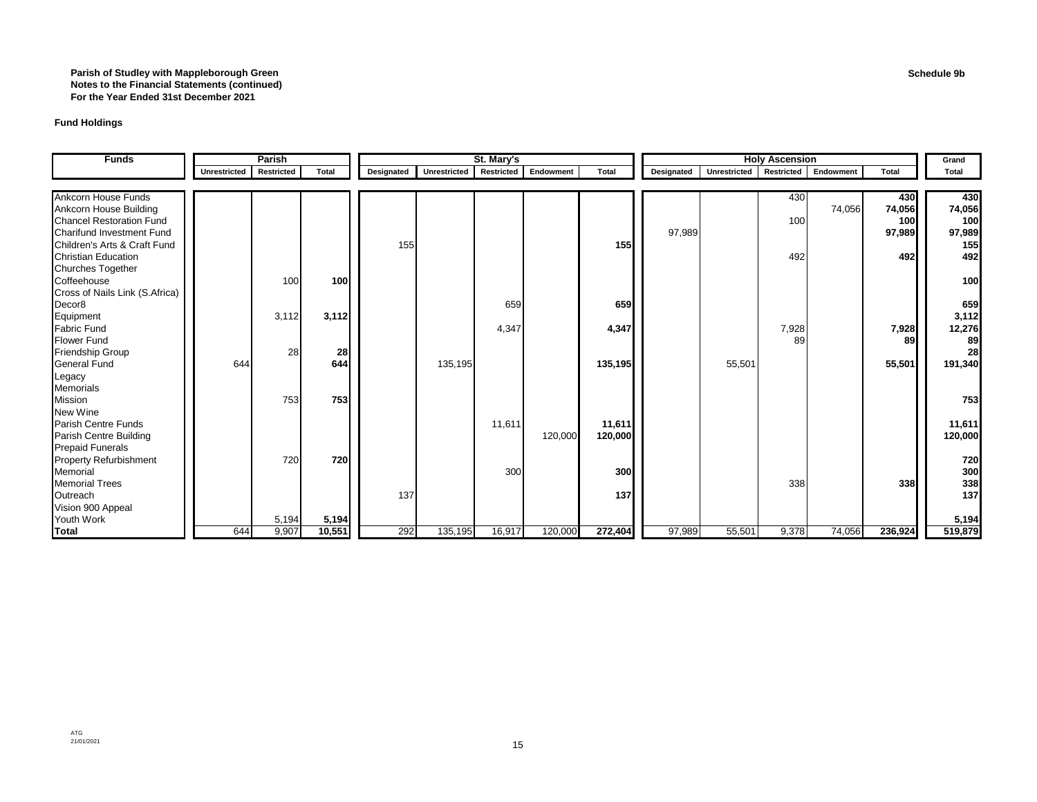**Parish of Studley with Mappleborough Green**
**Notes to the Financial Statements (continued)**
**For the Year Ended 31st December 2021**

**Schedule 9b**

**Fund Holdings**

| Funds | Parish | | | St. Mary's | | | | | Holy Ascension | | | | | Grand |
|---|---|---|---|---|---|---|---|---|---|---|---|---|---|---|
| | Unrestricted | Restricted | Total | Designated | Unrestricted | Restricted | Endowment | Total | Designated | Unrestricted | Restricted | Endowment | Total | Total |
| Ankcorn House Funds | | | | | | | | | | | 430 | | **430** | **430** |
| Ankcorn House Building | | | | | | | | | | | | 74,056 | **74,056** | **74,056** |
| Chancel Restoration Fund | | | | | | | | | | | 100 | | **100** | **100** |
| Charifund Investment Fund | | | | | | | | | 97,989 | | | | **97,989** | **97,989** |
| Children's Arts & Craft Fund | | | | 155 | | | | **155** | | | | | | **155** |
| Christian Education | | | | | | | | | | | 492 | | **492** | **492** |
| Churches Together | | | | | | | | | | | | | | |
| Coffeehouse | | 100 | **100** | | | | | | | | | | | **100** |
| Cross of Nails Link (S.Africa) | | | | | | | | | | | | | | |
| Decor8 | | | | | | 659 | | **659** | | | | | | **659** |
| Equipment | | 3,112 | **3,112** | | | | | | | | | | | **3,112** |
| Fabric Fund | | | | | | 4,347 | | **4,347** | | | 7,928 | | **7,928** | **12,276** |
| Flower Fund | | | | | | | | | | | 89 | | **89** | **89** |
| Friendship Group | | 28 | **28** | | | | | | | | | | | **28** |
| General Fund | 644 | | **644** | | 135,195 | | | **135,195** | | 55,501 | | | **55,501** | **191,340** |
| Legacy | | | | | | | | | | | | | | |
| Memorials | | | | | | | | | | | | | | |
| Mission | | 753 | **753** | | | | | | | | | | | **753** |
| New Wine | | | | | | | | | | | | | | |
| Parish Centre Funds | | | | | | 11,611 | | **11,611** | | | | | | **11,611** |
| Parish Centre Building | | | | | | | 120,000 | **120,000** | | | | | | **120,000** |
| Prepaid Funerals | | | | | | | | | | | | | | |
| Property Refurbishment | | 720 | **720** | | | | | | | | | | | **720** |
| Memorial | | | | | | 300 | | **300** | | | | | | **300** |
| Memorial Trees | | | | | | | | | | | 338 | | **338** | **338** |
| Outreach | | | | 137 | | | | **137** | | | | | | **137** |
| Vision 900 Appeal | | | | | | | | | | | | | | |
| Youth Work | | 5,194 | **5,194** | | | | | | | | | | | **5,194** |
| **Total** | 644 | 9,907 | **10,551** | 292 | 135,195 | 16,917 | 120,000 | **272,404** | 97,989 | 55,501 | 9,378 | 74,056 | **236,924** | **519,879** |

ATG
21/01/2021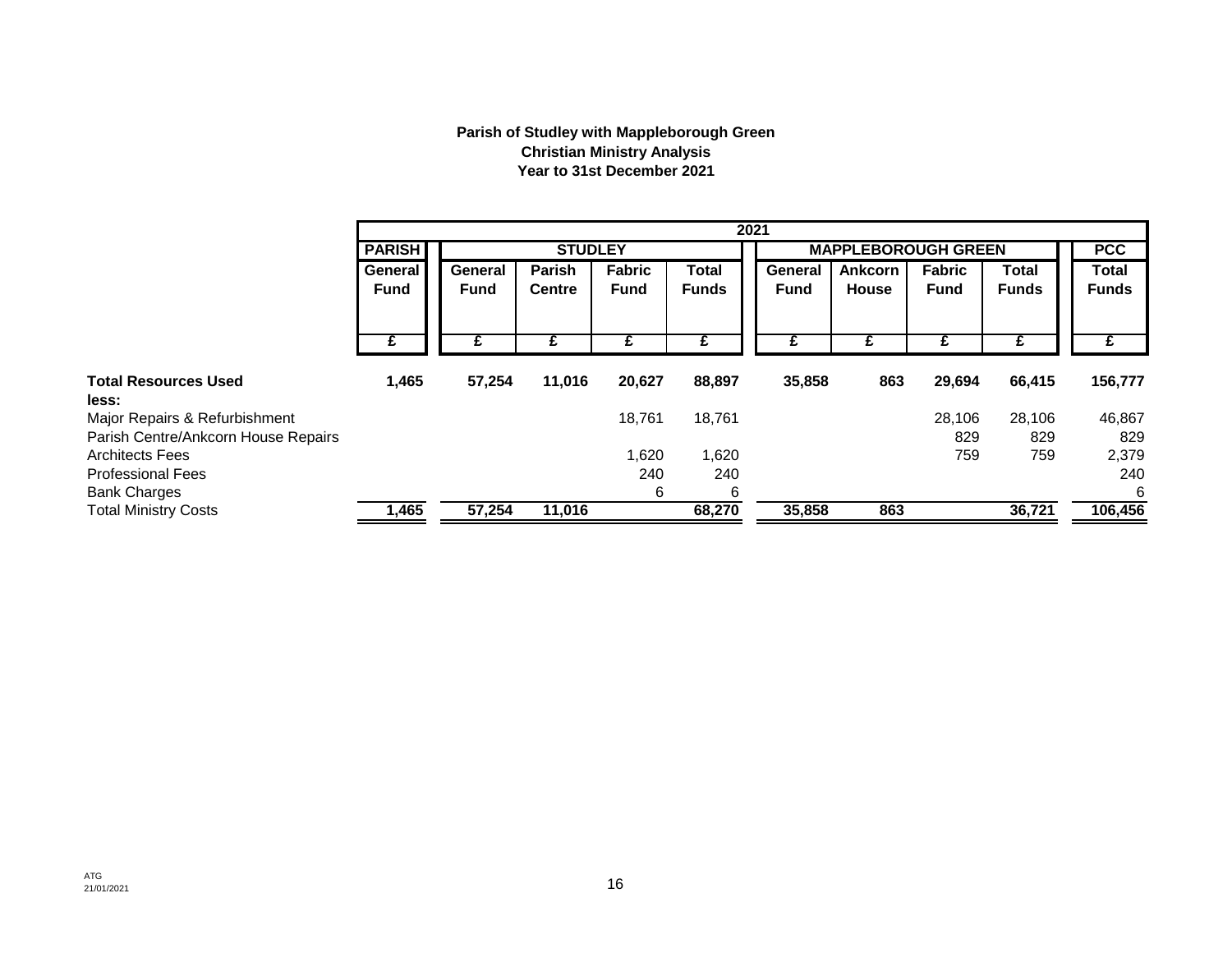**Parish of Studley with Mappleborough Green**
**Christian Ministry Analysis**
**Year to 31st December 2021**

| | 2021 | | | | | | | | | |
|---|---|---|---|---|---|---|---|---|---|---|
| | PARISH | STUDLEY | | | | MAPPLEBOROUGH GREEN | | | | PCC |
| | General Fund | General Fund | Parish Centre | Fabric Fund | Total Funds | General Fund | Ankcorn House | Fabric Fund | Total Funds | Total Funds |
| | £ | £ | £ | £ | £ | £ | £ | £ | £ | £ |
| **Total Resources Used** | **1,465** | **57,254** | **11,016** | **20,627** | **88,897** | **35,858** | **863** | **29,694** | **66,415** | **156,777** |
| **less:** | | | | | | | | | | |
| Major Repairs & Refurbishment | | | | 18,761 | 18,761 | | | 28,106 | 28,106 | 46,867 |
| Parish Centre/Ankcorn House Repairs | | | | | | | | 829 | 829 | 829 |
| Architects Fees | | | | 1,620 | 1,620 | | | 759 | 759 | 2,379 |
| Professional Fees | | | | 240 | 240 | | | | | 240 |
| Bank Charges | | | | 6 | 6 | | | | | 6 |
| Total Ministry Costs | **1,465** | **57,254** | **11,016** | | **68,270** | **35,858** | **863** | | **36,721** | **106,456** |

ATG
21/01/2021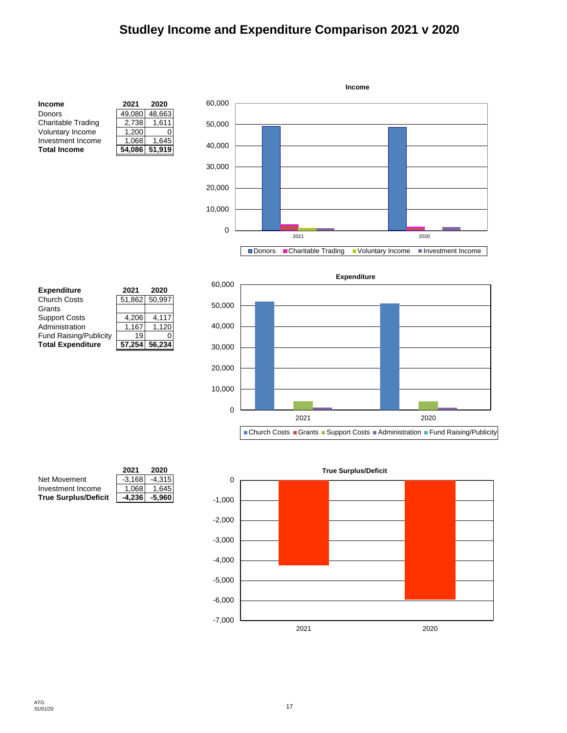# Studley Income and Expenditure Comparison 2021 v 2020

| Income | 2021 | 2020 |
|---|---|---|
| Donors | 49,080 | 48,663 |
| Charitable Trading | 2,738 | 1,611 |
| Voluntary Income | 1,200 | 0 |
| Investment Income | 1,068 | 1,645 |
| **Total Income** | **54,086** | **51,919** |

| Expenditure | 2021 | 2020 |
|---|---|---|
| Church Costs | 51,862 | 50,997 |
| Grants | | |
| Support Costs | 4,206 | 4,117 |
| Administration | 1,167 | 1,120 |
| Fund Raising/Publicity | 19 | 0 |
| **Total Expenditure** | **57,254** | **56,234** |

| | 2021 | 2020 |
|---|---|---|
| Net Movement | -3,168 | -4,315 |
| Investment Income | 1,068 | 1,645 |
| **True Surplus/Deficit** | **-4,236** | **-5,960** |

ATG
31/01/20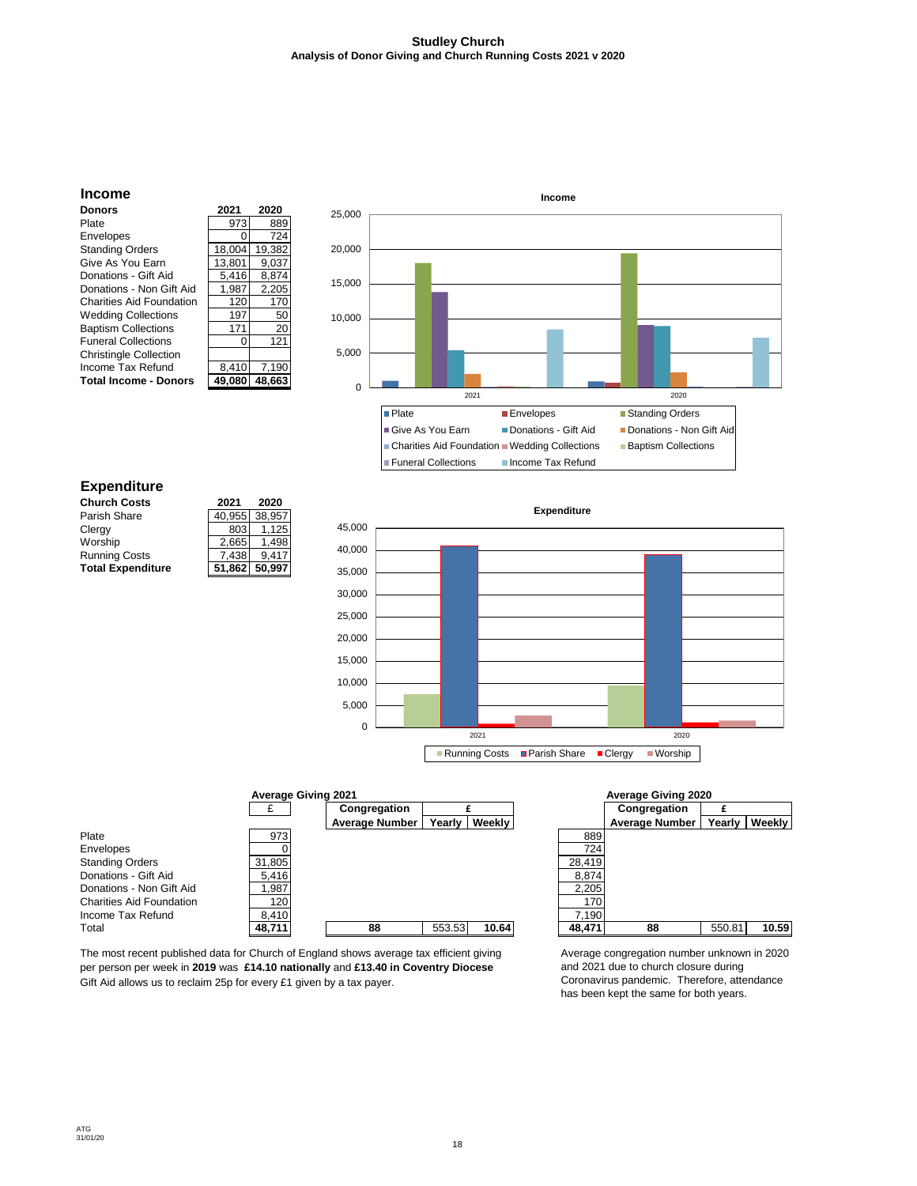# Studley Church

## Analysis of Donor Giving and Church Running Costs 2021 v 2020

## Income

| Donors | 2021 | 2020 |
|---|---|---|
| Plate | 973 | 889 |
| Envelopes | 0 | 724 |
| Standing Orders | 18,004 | 19,382 |
| Give As You Earn | 13,801 | 9,037 |
| Donations - Gift Aid | 5,416 | 8,874 |
| Donations - Non Gift Aid | 1,987 | 2,205 |
| Charities Aid Foundation | 120 | 170 |
| Wedding Collections | 197 | 50 |
| Baptism Collections | 171 | 20 |
| Funeral Collections | 0 | 121 |
| Christingle Collection | | |
| Income Tax Refund | 8,410 | 7,190 |
| **Total Income - Donors** | **49,080** | **48,663** |

## Expenditure

| Church Costs | 2021 | 2020 |
|---|---|---|
| Parish Share | 40,955 | 38,957 |
| Clergy | 803 | 1,125 |
| Worship | 2,665 | 1,498 |
| Running Costs | 7,438 | 9,417 |
| **Total Expenditure** | **51,862** | **50,997** |

### Average Giving 2021

| | £ |
|---|---|
| Plate | 973 |
| Envelopes | 0 |
| Standing Orders | 31,805 |
| Donations - Gift Aid | 5,416 |
| Donations - Non Gift Aid | 1,987 |
| Charities Aid Foundation | 120 |
| Income Tax Refund | 8,410 |
| Total | **48,711** |

| Congregation Average Number | £ Yearly | £ Weekly |
|---|---|---|
| **88** | 553.53 | **10.64** |

### Average Giving 2020

| | £ |
|---|---|
| Plate | 889 |
| Envelopes | 724 |
| Standing Orders | 28,419 |
| Donations - Gift Aid | 8,874 |
| Donations - Non Gift Aid | 2,205 |
| Charities Aid Foundation | 170 |
| Income Tax Refund | 7,190 |
| Total | **48,471** |

| Congregation Average Number | £ Yearly | £ Weekly |
|---|---|---|
| **88** | 550.81 | **10.59** |

The most recent published data for Church of England shows average tax efficient giving per person per week in **2019** was **£14.10 nationally** and **£13.40 in Coventry Diocese**
Gift Aid allows us to reclaim 25p for every £1 given by a tax payer.

Average congregation number unknown in 2020 and 2021 due to church closure during Coronavirus pandemic. Therefore, attendance has been kept the same for both years.

ATG
31/01/20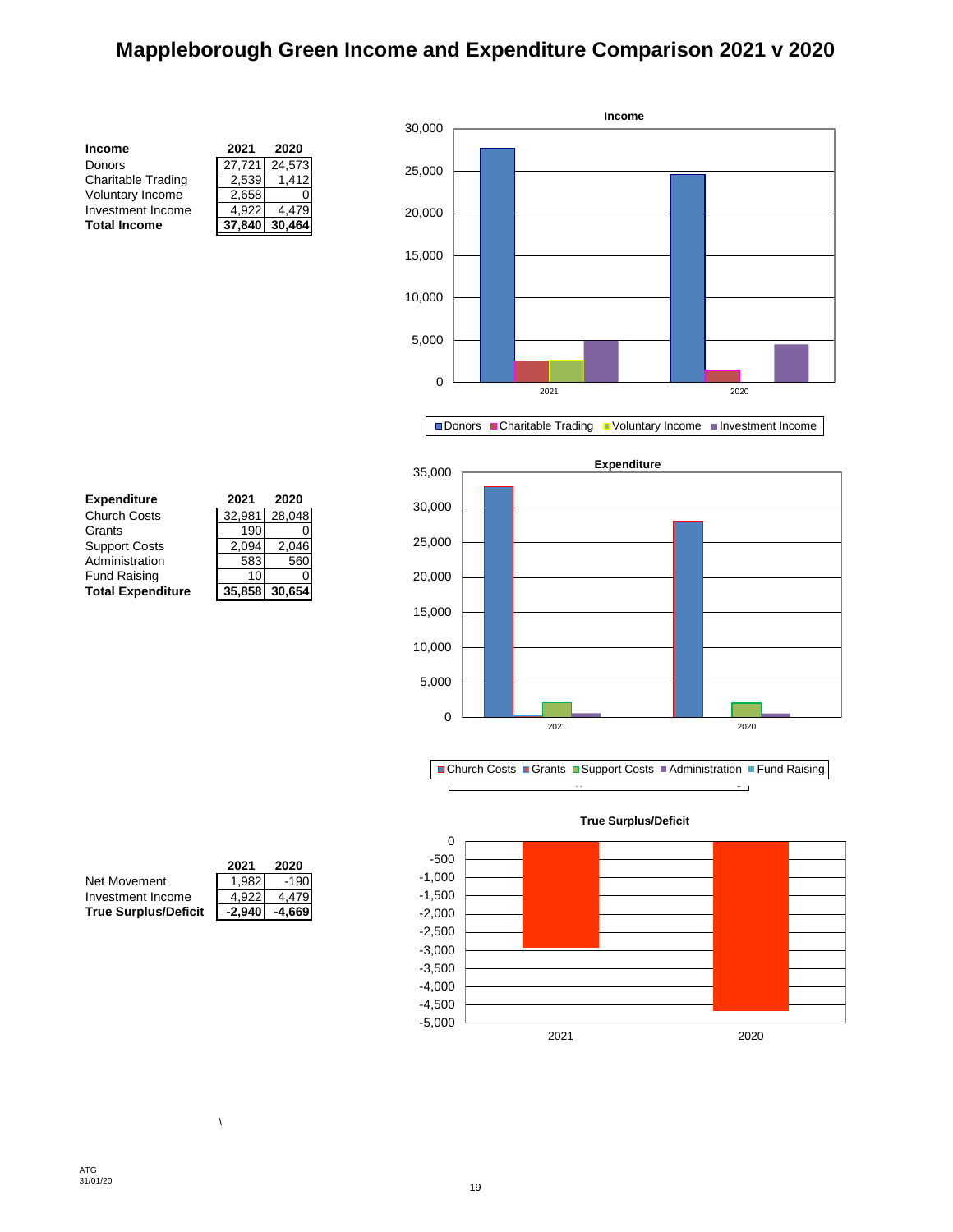# Mappleborough Green Income and Expenditure Comparison 2021 v 2020

| Income | 2021 | 2020 |
|---|---|---|
| Donors | 27,721 | 24,573 |
| Charitable Trading | 2,539 | 1,412 |
| Voluntary Income | 2,658 | 0 |
| Investment Income | 4,922 | 4,479 |
| **Total Income** | **37,840** | **30,464** |

| Expenditure | 2021 | 2020 |
|---|---|---|
| Church Costs | 32,981 | 28,048 |
| Grants | 190 | 0 |
| Support Costs | 2,094 | 2,046 |
| Administration | 583 | 560 |
| Fund Raising | 10 | 0 |
| **Total Expenditure** | **35,858** | **30,654** |

| | 2021 | 2020 |
|---|---|---|
| Net Movement | 1,982 | -190 |
| Investment Income | 4,922 | 4,479 |
| **True Surplus/Deficit** | **-2,940** | **-4,669** |

ATG
31/01/20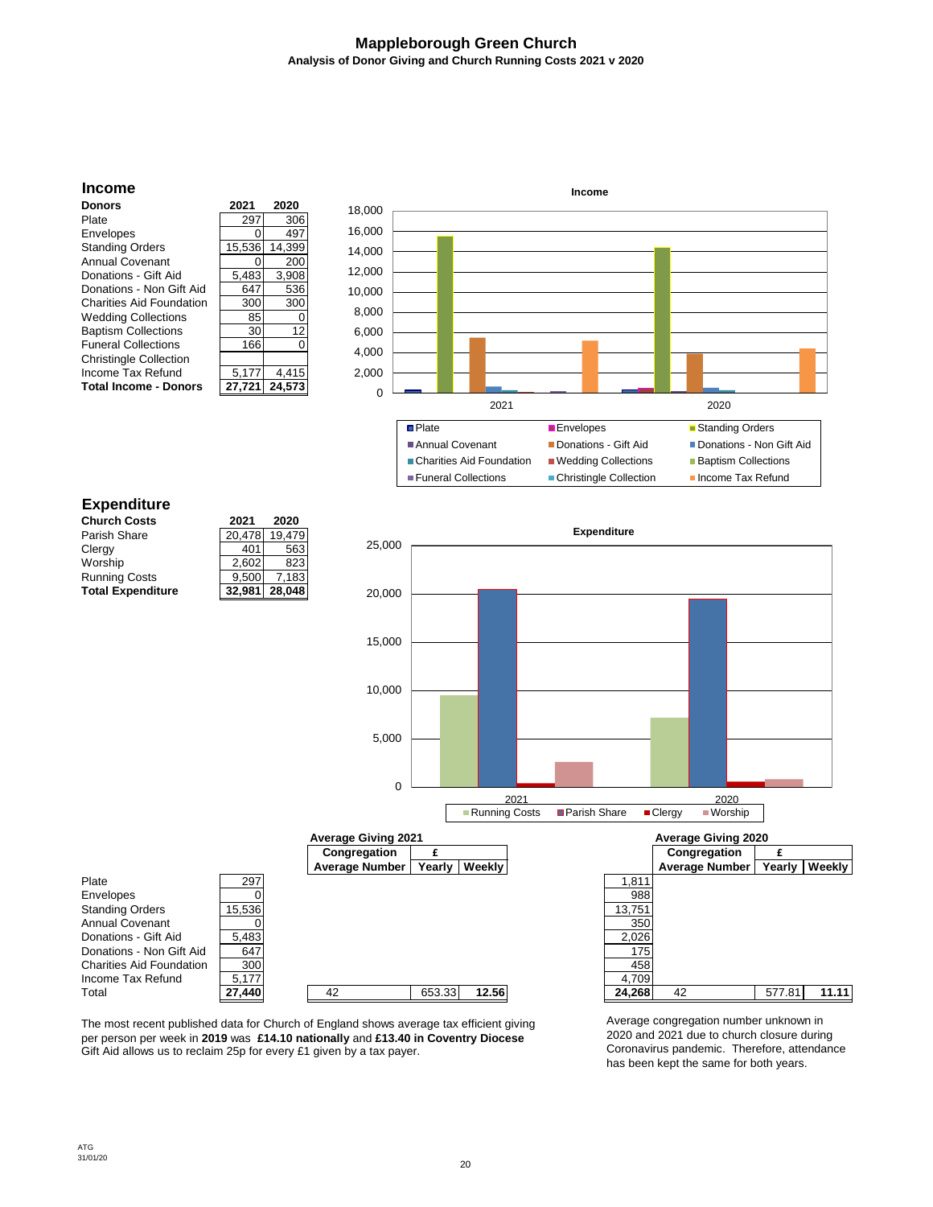# Mappleborough Green Church

**Analysis of Donor Giving and Church Running Costs 2021 v 2020**

## Income

| Donors | 2021 | 2020 |
|---|---|---|
| Plate | 297 | 306 |
| Envelopes | 0 | 497 |
| Standing Orders | 15,536 | 14,399 |
| Annual Covenant | 0 | 200 |
| Donations - Gift Aid | 5,483 | 3,908 |
| Donations - Non Gift Aid | 647 | 536 |
| Charities Aid Foundation | 300 | 300 |
| Wedding Collections | 85 | 0 |
| Baptism Collections | 30 | 12 |
| Funeral Collections | 166 | 0 |
| Christingle Collection | | |
| Income Tax Refund | 5,177 | 4,415 |
| **Total Income - Donors** | **27,721** | **24,573** |

Income

18,000
16,000
14,000
12,000
10,000
8,000
6,000
4,000
2,000
0

2021
2020

Plate, Envelopes, Standing Orders, Annual Covenant, Donations - Gift Aid, Donations - Non Gift Aid, Charities Aid Foundation, Wedding Collections, Baptism Collections, Funeral Collections, Christingle Collection, Income Tax Refund

## Expenditure

| Church Costs | 2021 | 2020 |
|---|---|---|
| Parish Share | 20,478 | 19,479 |
| Clergy | 401 | 563 |
| Worship | 2,602 | 823 |
| Running Costs | 9,500 | 7,183 |
| **Total Expenditure** | **32,981** | **28,048** |

Expenditure

25,000
20,000
15,000
10,000
5,000
0

2021
2020

Running Costs, Parish Share, Clergy, Worship

| | 2021 | Average Giving 2021 Congregation Average Number | £ Yearly | £ Weekly | 2020 | Average Giving 2020 Congregation Average Number | £ Yearly | £ Weekly |
|---|---|---|---|---|---|---|---|---|
| Plate | 297 | | | | 1,811 | | | |
| Envelopes | 0 | | | | 988 | | | |
| Standing Orders | 15,536 | | | | 13,751 | | | |
| Annual Covenant | 0 | | | | 350 | | | |
| Donations - Gift Aid | 5,483 | | | | 2,026 | | | |
| Donations - Non Gift Aid | 647 | | | | 175 | | | |
| Charities Aid Foundation | 300 | | | | 458 | | | |
| Income Tax Refund | 5,177 | | | | 4,709 | | | |
| Total | **27,440** | 42 | 653.33 | **12.56** | **24,268** | 42 | 577.81 | **11.11** |

The most recent published data for Church of England shows average tax efficient giving per person per week in **2019** was **£14.10 nationally** and **£13.40 in Coventry Diocese**
Gift Aid allows us to reclaim 25p for every £1 given by a tax payer.

Average congregation number unknown in 2020 and 2021 due to church closure during Coronavirus pandemic. Therefore, attendance has been kept the same for both years.

ATG
31/01/20